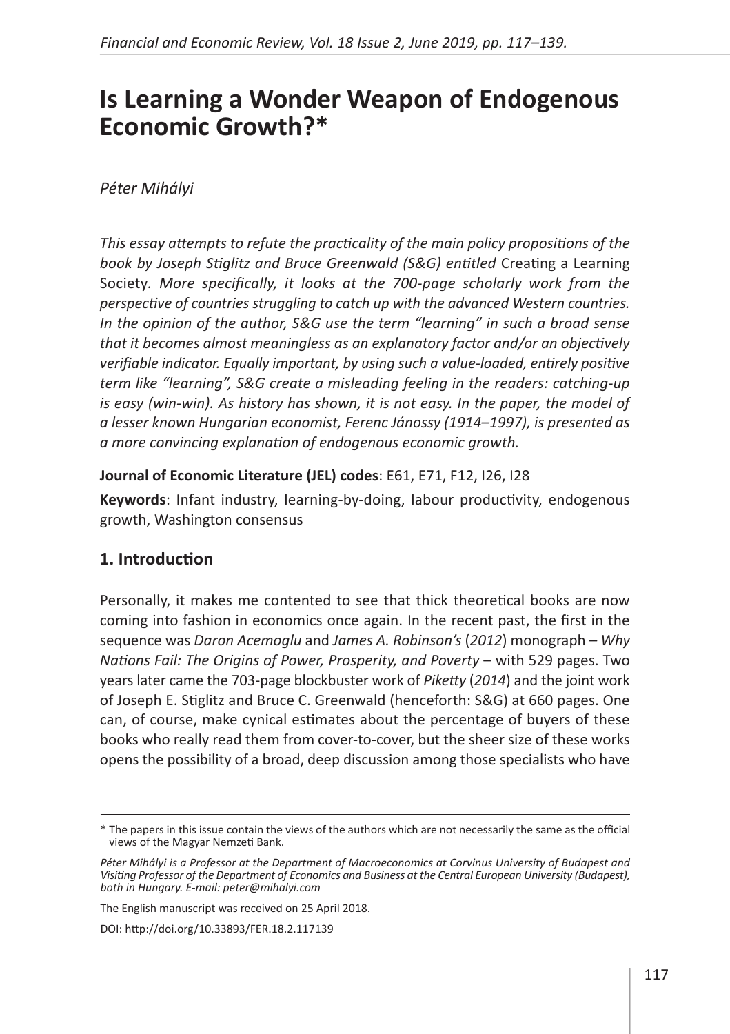# Is Learning a Wonder Weapon of Endogenous Economic Growth?*

*Péter Mihályi*

*This essay attempts to refute the practicality of the main policy propositions of the book by Joseph Stiglitz and Bruce Greenwald (S&G) entitled* Creating a Learning Society. *More specifically, it looks at the 700-page scholarly work from the perspective of countries struggling to catch up with the advanced Western countries. In the opinion of the author, S&G use the term "learning" in such a broad sense that it becomes almost meaningless as an explanatory factor and/or an objectively verifiable indicator. Equally important, by using such a value-loaded, entirely positive term like "learning", S&G create a misleading feeling in the readers: catching-up is easy (win-win). As history has shown, it is not easy. In the paper, the model of a lesser known Hungarian economist, Ferenc Jánossy (1914–1997), is presented as a more convincing explanation of endogenous economic growth.*

**Journal of Economic Literature (JEL) codes**: E61, E71, F12, I26, I28

**Keywords**: Infant industry, learning-by-doing, labour productivity, endogenous growth, Washington consensus

## 1. Introduction

Personally, it makes me contented to see that thick theoretical books are now coming into fashion in economics once again. In the recent past, the first in the sequence was *Daron Acemoglu* and *James A. Robinson's* (*2012*) monograph – *Why Nations Fail: The Origins of Power, Prosperity, and Poverty* – with 529 pages. Two years later came the 703-page blockbuster work of *Piketty* (*2014*) and the joint work of Joseph E. Stiglitz and Bruce C. Greenwald (henceforth: S&G) at 660 pages. One can, of course, make cynical estimates about the percentage of buyers of these books who really read them from cover-to-cover, but the sheer size of these works opens the possibility of a broad, deep discussion among those specialists who have

---

\* The papers in this issue contain the views of the authors which are not necessarily the same as the official views of the Magyar Nemzeti Bank.

*Péter Mihályi is a Professor at the Department of Macroeconomics at Corvinus University of Budapest and Visiting Professor of the Department of Economics and Business at the Central European University (Budapest), both in Hungary. E-mail: peter@mihalyi.com*

The English manuscript was received on 25 April 2018.

DOI: http://doi.org/10.33893/FER.18.2.117139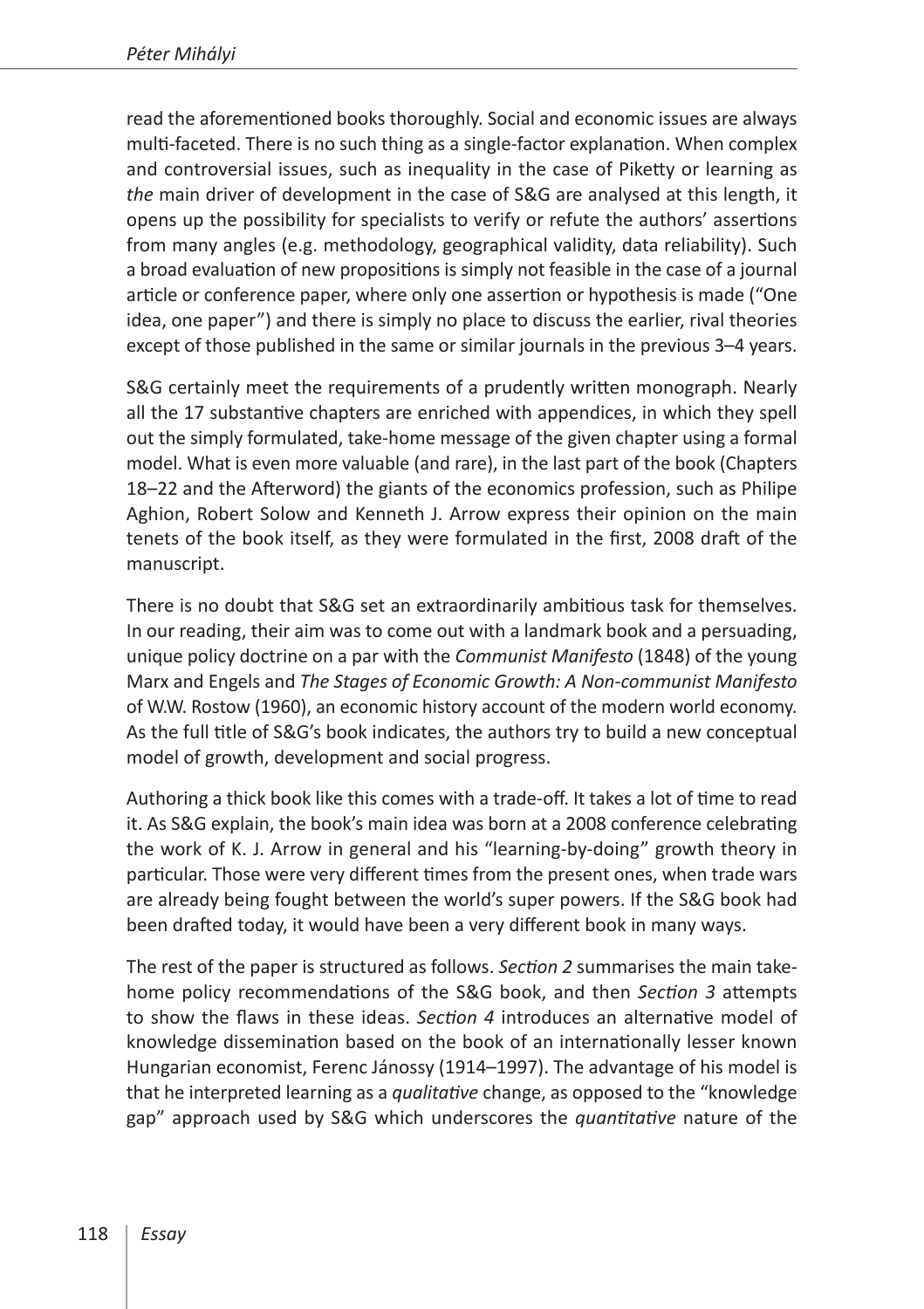read the aforementioned books thoroughly. Social and economic issues are always multi-faceted. There is no such thing as a single-factor explanation. When complex and controversial issues, such as inequality in the case of Piketty or learning as *the* main driver of development in the case of S&G are analysed at this length, it opens up the possibility for specialists to verify or refute the authors' assertions from many angles (e.g. methodology, geographical validity, data reliability). Such a broad evaluation of new propositions is simply not feasible in the case of a journal article or conference paper, where only one assertion or hypothesis is made ("One idea, one paper") and there is simply no place to discuss the earlier, rival theories except of those published in the same or similar journals in the previous 3–4 years.

S&G certainly meet the requirements of a prudently written monograph. Nearly all the 17 substantive chapters are enriched with appendices, in which they spell out the simply formulated, take-home message of the given chapter using a formal model. What is even more valuable (and rare), in the last part of the book (Chapters 18–22 and the Afterword) the giants of the economics profession, such as Philipe Aghion, Robert Solow and Kenneth J. Arrow express their opinion on the main tenets of the book itself, as they were formulated in the first, 2008 draft of the manuscript.

There is no doubt that S&G set an extraordinarily ambitious task for themselves. In our reading, their aim was to come out with a landmark book and a persuading, unique policy doctrine on a par with the *Communist Manifesto* (1848) of the young Marx and Engels and *The Stages of Economic Growth: A Non-communist Manifesto* of W.W. Rostow (1960), an economic history account of the modern world economy. As the full title of S&G's book indicates, the authors try to build a new conceptual model of growth, development and social progress.

Authoring a thick book like this comes with a trade-off. It takes a lot of time to read it. As S&G explain, the book's main idea was born at a 2008 conference celebrating the work of K. J. Arrow in general and his "learning-by-doing" growth theory in particular. Those were very different times from the present ones, when trade wars are already being fought between the world's super powers. If the S&G book had been drafted today, it would have been a very different book in many ways.

The rest of the paper is structured as follows. *Section 2* summarises the main take-home policy recommendations of the S&G book, and then *Section 3* attempts to show the flaws in these ideas. *Section 4* introduces an alternative model of knowledge dissemination based on the book of an internationally lesser known Hungarian economist, Ferenc Jánossy (1914–1997). The advantage of his model is that he interpreted learning as a *qualitative* change, as opposed to the "knowledge gap" approach used by S&G which underscores the *quantitative* nature of the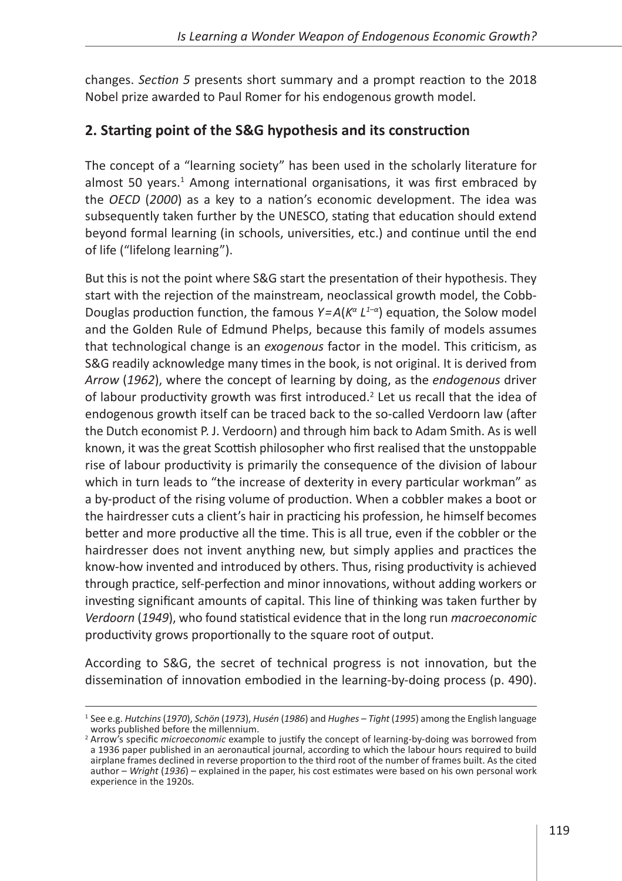changes. *Section 5* presents short summary and a prompt reaction to the 2018 Nobel prize awarded to Paul Romer for his endogenous growth model.

## 2. Starting point of the S&G hypothesis and its construction

The concept of a "learning society" has been used in the scholarly literature for almost 50 years.[1] Among international organisations, it was first embraced by the *OECD* (*2000*) as a key to a nation's economic development. The idea was subsequently taken further by the UNESCO, stating that education should extend beyond formal learning (in schools, universities, etc.) and continue until the end of life ("lifelong learning").

But this is not the point where S&G start the presentation of their hypothesis. They start with the rejection of the mainstream, neoclassical growth model, the Cobb-Douglas production function, the famous $Y=A(K^{\alpha} L^{1-\alpha})$ equation, the Solow model and the Golden Rule of Edmund Phelps, because this family of models assumes that technological change is an *exogenous* factor in the model. This criticism, as S&G readily acknowledge many times in the book, is not original. It is derived from *Arrow* (*1962*), where the concept of learning by doing, as the *endogenous* driver of labour productivity growth was first introduced.[2] Let us recall that the idea of endogenous growth itself can be traced back to the so-called Verdoorn law (after the Dutch economist P. J. Verdoorn) and through him back to Adam Smith. As is well known, it was the great Scottish philosopher who first realised that the unstoppable rise of labour productivity is primarily the consequence of the division of labour which in turn leads to "the increase of dexterity in every particular workman" as a by-product of the rising volume of production. When a cobbler makes a boot or the hairdresser cuts a client's hair in practicing his profession, he himself becomes better and more productive all the time. This is all true, even if the cobbler or the hairdresser does not invent anything new, but simply applies and practices the know-how invented and introduced by others. Thus, rising productivity is achieved through practice, self-perfection and minor innovations, without adding workers or investing significant amounts of capital. This line of thinking was taken further by *Verdoorn* (*1949*), who found statistical evidence that in the long run *macroeconomic* productivity grows proportionally to the square root of output.

According to S&G, the secret of technical progress is not innovation, but the dissemination of innovation embodied in the learning-by-doing process (p. 490).

---

[1] See e.g. *Hutchins* (*1970*), *Schön* (*1973*), *Husén* (*1986*) and *Hughes – Tight* (*1995*) among the English language works published before the millennium.

[2] Arrow's specific *microeconomic* example to justify the concept of learning-by-doing was borrowed from a 1936 paper published in an aeronautical journal, according to which the labour hours required to build airplane frames declined in reverse proportion to the third root of the number of frames built. As the cited author – *Wright* (*1936*) – explained in the paper, his cost estimates were based on his own personal work experience in the 1920s.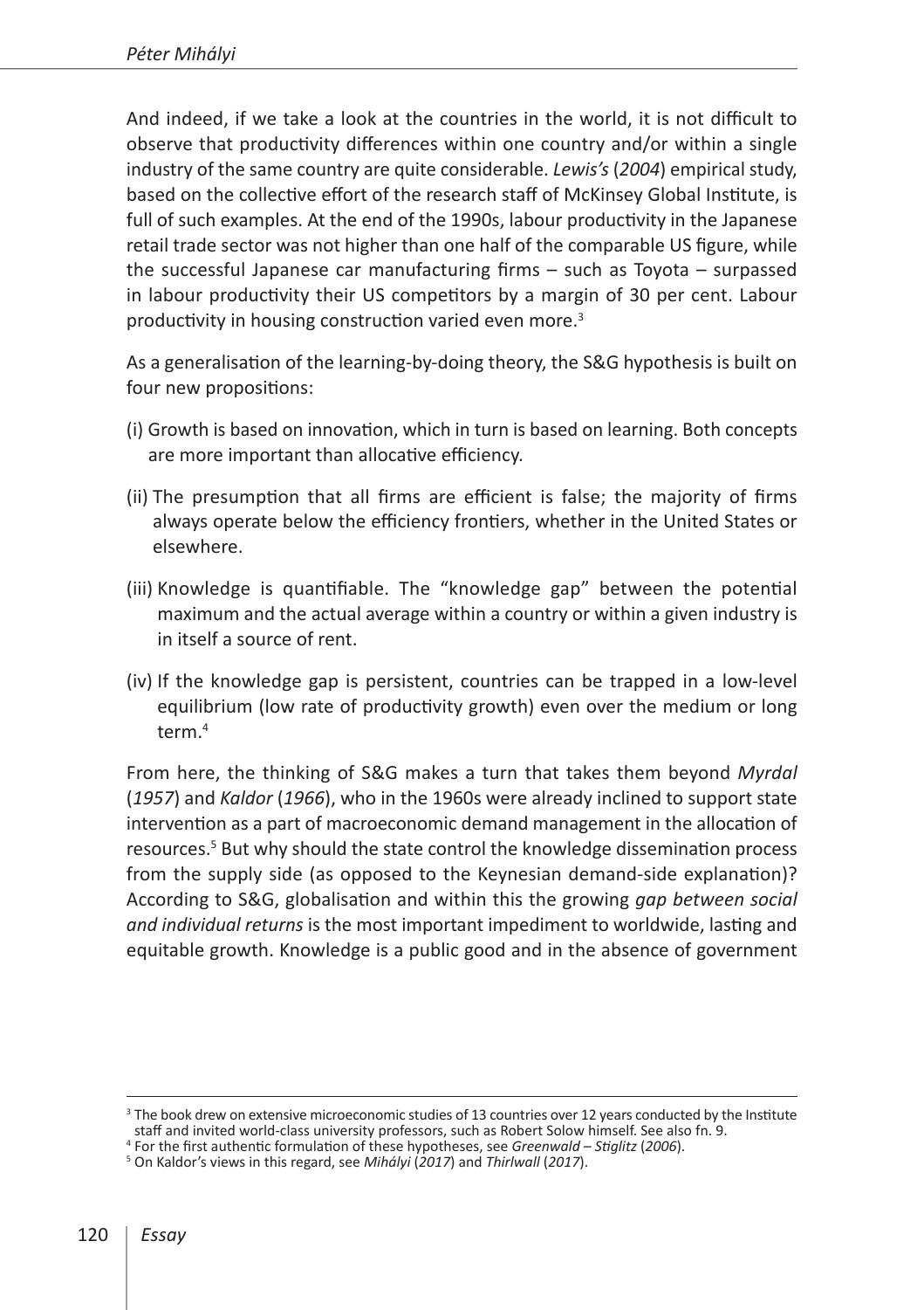And indeed, if we take a look at the countries in the world, it is not difficult to observe that productivity differences within one country and/or within a single industry of the same country are quite considerable. *Lewis's* (*2004*) empirical study, based on the collective effort of the research staff of McKinsey Global Institute, is full of such examples. At the end of the 1990s, labour productivity in the Japanese retail trade sector was not higher than one half of the comparable US figure, while the successful Japanese car manufacturing firms – such as Toyota – surpassed in labour productivity their US competitors by a margin of 30 per cent. Labour productivity in housing construction varied even more.[3]

As a generalisation of the learning-by-doing theory, the S&G hypothesis is built on four new propositions:

(i) Growth is based on innovation, which in turn is based on learning. Both concepts are more important than allocative efficiency.

(ii) The presumption that all firms are efficient is false; the majority of firms always operate below the efficiency frontiers, whether in the United States or elsewhere.

(iii) Knowledge is quantifiable. The "knowledge gap" between the potential maximum and the actual average within a country or within a given industry is in itself a source of rent.

(iv) If the knowledge gap is persistent, countries can be trapped in a low-level equilibrium (low rate of productivity growth) even over the medium or long term.[4]

From here, the thinking of S&G makes a turn that takes them beyond *Myrdal* (*1957*) and *Kaldor* (*1966*), who in the 1960s were already inclined to support state intervention as a part of macroeconomic demand management in the allocation of resources.[5] But why should the state control the knowledge dissemination process from the supply side (as opposed to the Keynesian demand-side explanation)? According to S&G, globalisation and within this the growing *gap between social and individual returns* is the most important impediment to worldwide, lasting and equitable growth. Knowledge is a public good and in the absence of government

---

[3] The book drew on extensive microeconomic studies of 13 countries over 12 years conducted by the Institute staff and invited world-class university professors, such as Robert Solow himself. See also fn. 9.

[4] For the first authentic formulation of these hypotheses, see *Greenwald – Stiglitz* (*2006*).

[5] On Kaldor's views in this regard, see *Mihályi* (*2017*) and *Thirlwall* (*2017*).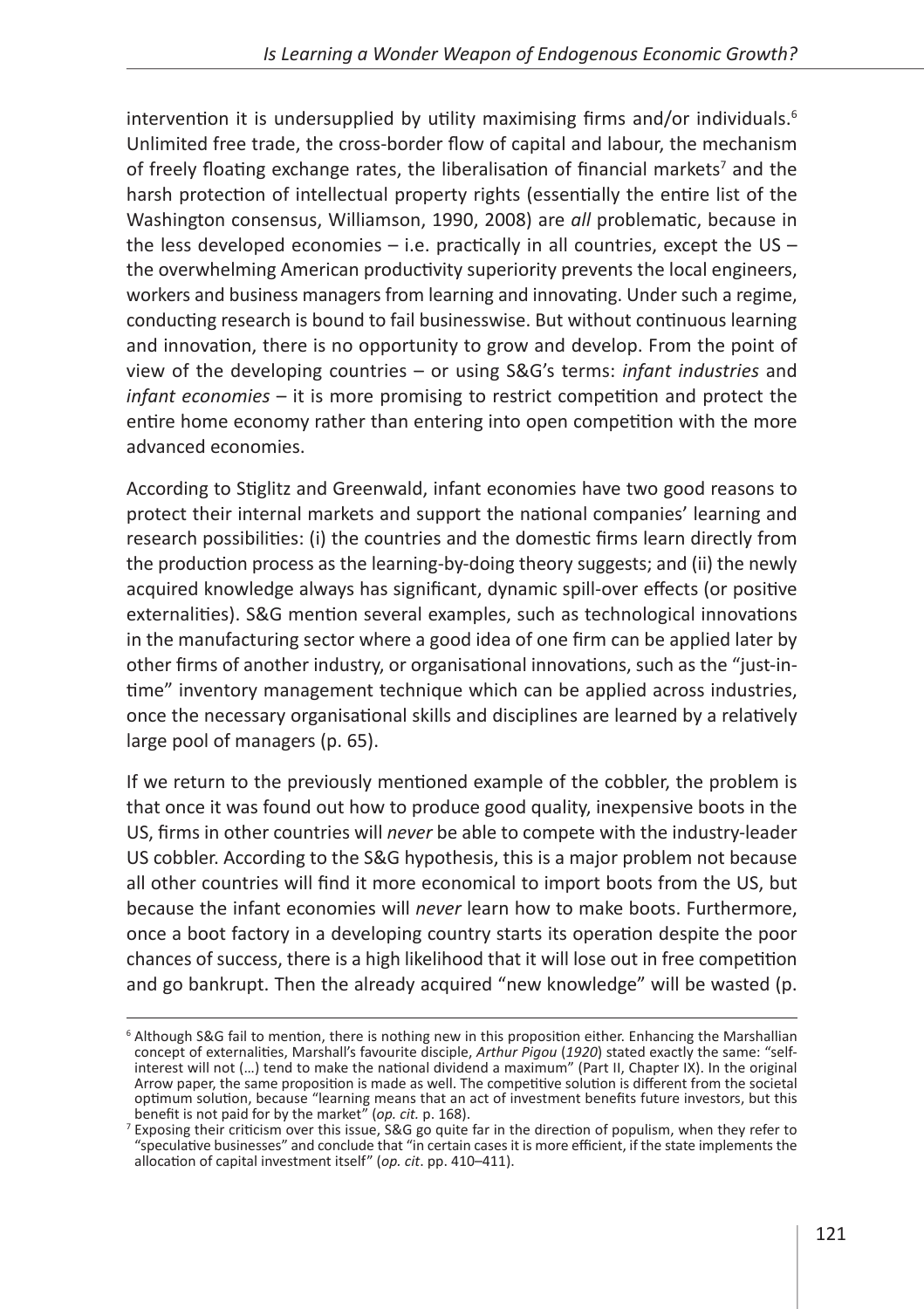intervention it is undersupplied by utility maximising firms and/or individuals.[6] Unlimited free trade, the cross-border flow of capital and labour, the mechanism of freely floating exchange rates, the liberalisation of financial markets[7] and the harsh protection of intellectual property rights (essentially the entire list of the Washington consensus, Williamson, 1990, 2008) are *all* problematic, because in the less developed economies – i.e. practically in all countries, except the US – the overwhelming American productivity superiority prevents the local engineers, workers and business managers from learning and innovating. Under such a regime, conducting research is bound to fail businesswise. But without continuous learning and innovation, there is no opportunity to grow and develop. From the point of view of the developing countries – or using S&G's terms: *infant industries* and *infant economies* – it is more promising to restrict competition and protect the entire home economy rather than entering into open competition with the more advanced economies.

According to Stiglitz and Greenwald, infant economies have two good reasons to protect their internal markets and support the national companies' learning and research possibilities: (i) the countries and the domestic firms learn directly from the production process as the learning-by-doing theory suggests; and (ii) the newly acquired knowledge always has significant, dynamic spill-over effects (or positive externalities). S&G mention several examples, such as technological innovations in the manufacturing sector where a good idea of one firm can be applied later by other firms of another industry, or organisational innovations, such as the "just-in-time" inventory management technique which can be applied across industries, once the necessary organisational skills and disciplines are learned by a relatively large pool of managers (p. 65).

If we return to the previously mentioned example of the cobbler, the problem is that once it was found out how to produce good quality, inexpensive boots in the US, firms in other countries will *never* be able to compete with the industry-leader US cobbler. According to the S&G hypothesis, this is a major problem not because all other countries will find it more economical to import boots from the US, but because the infant economies will *never* learn how to make boots. Furthermore, once a boot factory in a developing country starts its operation despite the poor chances of success, there is a high likelihood that it will lose out in free competition and go bankrupt. Then the already acquired "new knowledge" will be wasted (p.

---

[6] Although S&G fail to mention, there is nothing new in this proposition either. Enhancing the Marshallian concept of externalities, Marshall's favourite disciple, *Arthur Pigou* (*1920*) stated exactly the same: "self-interest will not (…) tend to make the national dividend a maximum" (Part II, Chapter IX). In the original Arrow paper, the same proposition is made as well. The competitive solution is different from the societal optimum solution, because "learning means that an act of investment benefits future investors, but this benefit is not paid for by the market" (*op. cit.* p. 168).

[7] Exposing their criticism over this issue, S&G go quite far in the direction of populism, when they refer to "speculative businesses" and conclude that "in certain cases it is more efficient, if the state implements the allocation of capital investment itself" (*op. cit*. pp. 410–411).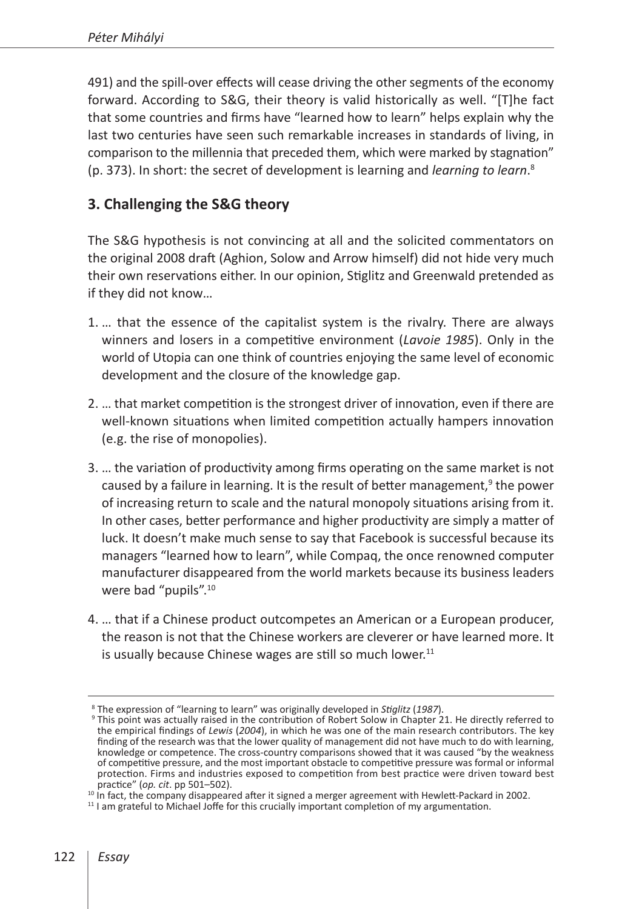491) and the spill-over effects will cease driving the other segments of the economy forward. According to S&G, their theory is valid historically as well. "[T]he fact that some countries and firms have "learned how to learn" helps explain why the last two centuries have seen such remarkable increases in standards of living, in comparison to the millennia that preceded them, which were marked by stagnation" (p. 373). In short: the secret of development is learning and *learning to learn*.[8]

## 3. Challenging the S&G theory

The S&G hypothesis is not convincing at all and the solicited commentators on the original 2008 draft (Aghion, Solow and Arrow himself) did not hide very much their own reservations either. In our opinion, Stiglitz and Greenwald pretended as if they did not know…

1. … that the essence of the capitalist system is the rivalry. There are always winners and losers in a competitive environment (*Lavoie 1985*). Only in the world of Utopia can one think of countries enjoying the same level of economic development and the closure of the knowledge gap.
2. … that market competition is the strongest driver of innovation, even if there are well-known situations when limited competition actually hampers innovation (e.g. the rise of monopolies).
3. … the variation of productivity among firms operating on the same market is not caused by a failure in learning. It is the result of better management,[9] the power of increasing return to scale and the natural monopoly situations arising from it. In other cases, better performance and higher productivity are simply a matter of luck. It doesn't make much sense to say that Facebook is successful because its managers "learned how to learn", while Compaq, the once renowned computer manufacturer disappeared from the world markets because its business leaders were bad "pupils".[10]
4. … that if a Chinese product outcompetes an American or a European producer, the reason is not that the Chinese workers are cleverer or have learned more. It is usually because Chinese wages are still so much lower.[11]

---

[8] The expression of "learning to learn" was originally developed in *Stiglitz* (*1987*).

[9] This point was actually raised in the contribution of Robert Solow in Chapter 21. He directly referred to the empirical findings of *Lewis* (*2004*), in which he was one of the main research contributors. The key finding of the research was that the lower quality of management did not have much to do with learning, knowledge or competence. The cross-country comparisons showed that it was caused "by the weakness of competitive pressure, and the most important obstacle to competitive pressure was formal or informal protection. Firms and industries exposed to competition from best practice were driven toward best practice" (*op. cit*. pp 501–502).

[10] In fact, the company disappeared after it signed a merger agreement with Hewlett-Packard in 2002.

[11] I am grateful to Michael Joffe for this crucially important completion of my argumentation.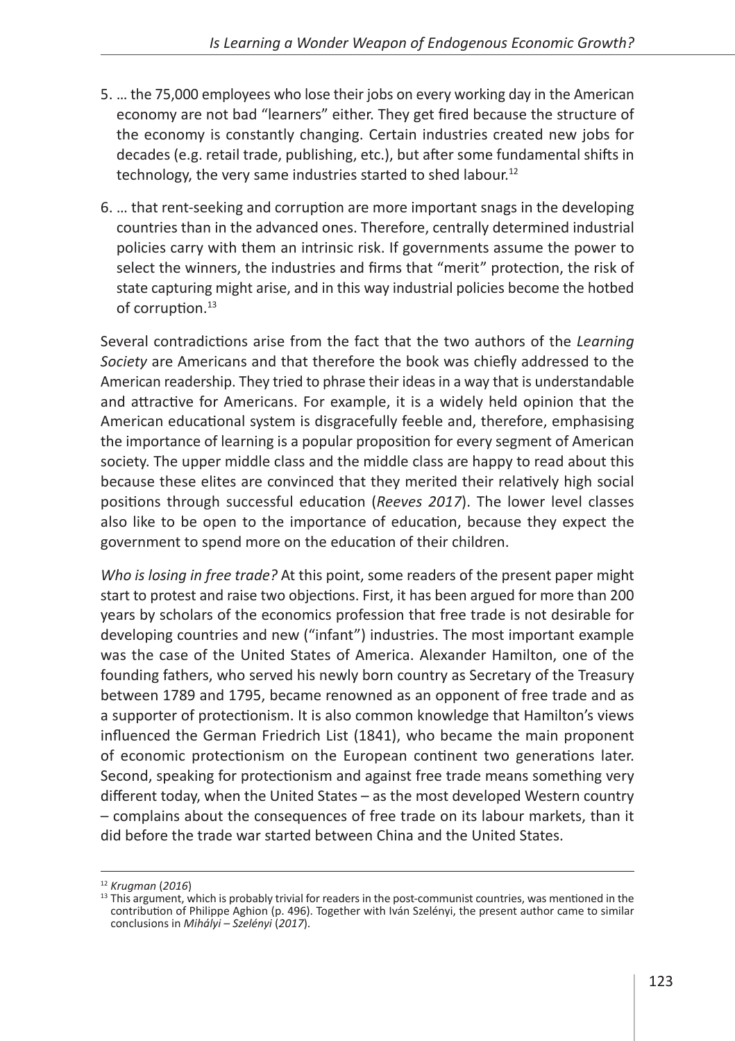5. … the 75,000 employees who lose their jobs on every working day in the American economy are not bad "learners" either. They get fired because the structure of the economy is constantly changing. Certain industries created new jobs for decades (e.g. retail trade, publishing, etc.), but after some fundamental shifts in technology, the very same industries started to shed labour.[12]

6. … that rent-seeking and corruption are more important snags in the developing countries than in the advanced ones. Therefore, centrally determined industrial policies carry with them an intrinsic risk. If governments assume the power to select the winners, the industries and firms that "merit" protection, the risk of state capturing might arise, and in this way industrial policies become the hotbed of corruption.[13]

Several contradictions arise from the fact that the two authors of the *Learning Society* are Americans and that therefore the book was chiefly addressed to the American readership. They tried to phrase their ideas in a way that is understandable and attractive for Americans. For example, it is a widely held opinion that the American educational system is disgracefully feeble and, therefore, emphasising the importance of learning is a popular proposition for every segment of American society. The upper middle class and the middle class are happy to read about this because these elites are convinced that they merited their relatively high social positions through successful education (*Reeves 2017*). The lower level classes also like to be open to the importance of education, because they expect the government to spend more on the education of their children.

*Who is losing in free trade?* At this point, some readers of the present paper might start to protest and raise two objections. First, it has been argued for more than 200 years by scholars of the economics profession that free trade is not desirable for developing countries and new ("infant") industries. The most important example was the case of the United States of America. Alexander Hamilton, one of the founding fathers, who served his newly born country as Secretary of the Treasury between 1789 and 1795, became renowned as an opponent of free trade and as a supporter of protectionism. It is also common knowledge that Hamilton's views influenced the German Friedrich List (1841), who became the main proponent of economic protectionism on the European continent two generations later. Second, speaking for protectionism and against free trade means something very different today, when the United States – as the most developed Western country – complains about the consequences of free trade on its labour markets, than it did before the trade war started between China and the United States.

---

[12] *Krugman* (*2016*)

[13] This argument, which is probably trivial for readers in the post-communist countries, was mentioned in the contribution of Philippe Aghion (p. 496). Together with Iván Szelényi, the present author came to similar conclusions in *Mihályi – Szelényi* (*2017*).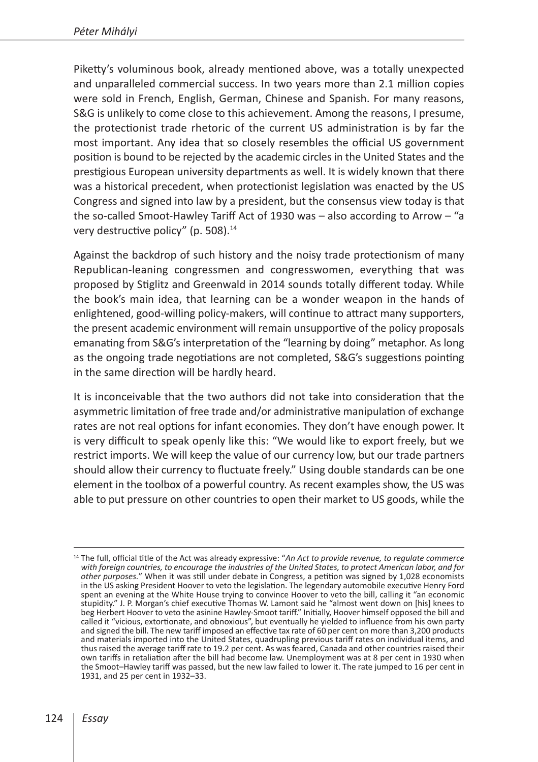Piketty's voluminous book, already mentioned above, was a totally unexpected and unparalleled commercial success. In two years more than 2.1 million copies were sold in French, English, German, Chinese and Spanish. For many reasons, S&G is unlikely to come close to this achievement. Among the reasons, I presume, the protectionist trade rhetoric of the current US administration is by far the most important. Any idea that so closely resembles the official US government position is bound to be rejected by the academic circles in the United States and the prestigious European university departments as well. It is widely known that there was a historical precedent, when protectionist legislation was enacted by the US Congress and signed into law by a president, but the consensus view today is that the so-called Smoot-Hawley Tariff Act of 1930 was – also according to Arrow – "a very destructive policy" (p. 508).[14]

Against the backdrop of such history and the noisy trade protectionism of many Republican-leaning congressmen and congresswomen, everything that was proposed by Stiglitz and Greenwald in 2014 sounds totally different today. While the book's main idea, that learning can be a wonder weapon in the hands of enlightened, good-willing policy-makers, will continue to attract many supporters, the present academic environment will remain unsupportive of the policy proposals emanating from S&G's interpretation of the "learning by doing" metaphor. As long as the ongoing trade negotiations are not completed, S&G's suggestions pointing in the same direction will be hardly heard.

It is inconceivable that the two authors did not take into consideration that the asymmetric limitation of free trade and/or administrative manipulation of exchange rates are not real options for infant economies. They don't have enough power. It is very difficult to speak openly like this: "We would like to export freely, but we restrict imports. We will keep the value of our currency low, but our trade partners should allow their currency to fluctuate freely." Using double standards can be one element in the toolbox of a powerful country. As recent examples show, the US was able to put pressure on other countries to open their market to US goods, while the

[14] The full, official title of the Act was already expressive: "*An Act to provide revenue, to regulate commerce with foreign countries, to encourage the industries of the United States, to protect American labor, and for other purposes.*" When it was still under debate in Congress, a petition was signed by 1,028 economists in the US asking President Hoover to veto the legislation. The legendary automobile executive Henry Ford spent an evening at the White House trying to convince Hoover to veto the bill, calling it "an economic stupidity." J. P. Morgan's chief executive Thomas W. Lamont said he "almost went down on [his] knees to beg Herbert Hoover to veto the asinine Hawley-Smoot tariff." Initially, Hoover himself opposed the bill and called it "vicious, extortionate, and obnoxious", but eventually he yielded to influence from his own party and signed the bill. The new tariff imposed an effective tax rate of 60 per cent on more than 3,200 products and materials imported into the United States, quadrupling previous tariff rates on individual items, and thus raised the average tariff rate to 19.2 per cent. As was feared, Canada and other countries raised their own tariffs in retaliation after the bill had become law. Unemployment was at 8 per cent in 1930 when the Smoot–Hawley tariff was passed, but the new law failed to lower it. The rate jumped to 16 per cent in 1931, and 25 per cent in 1932–33.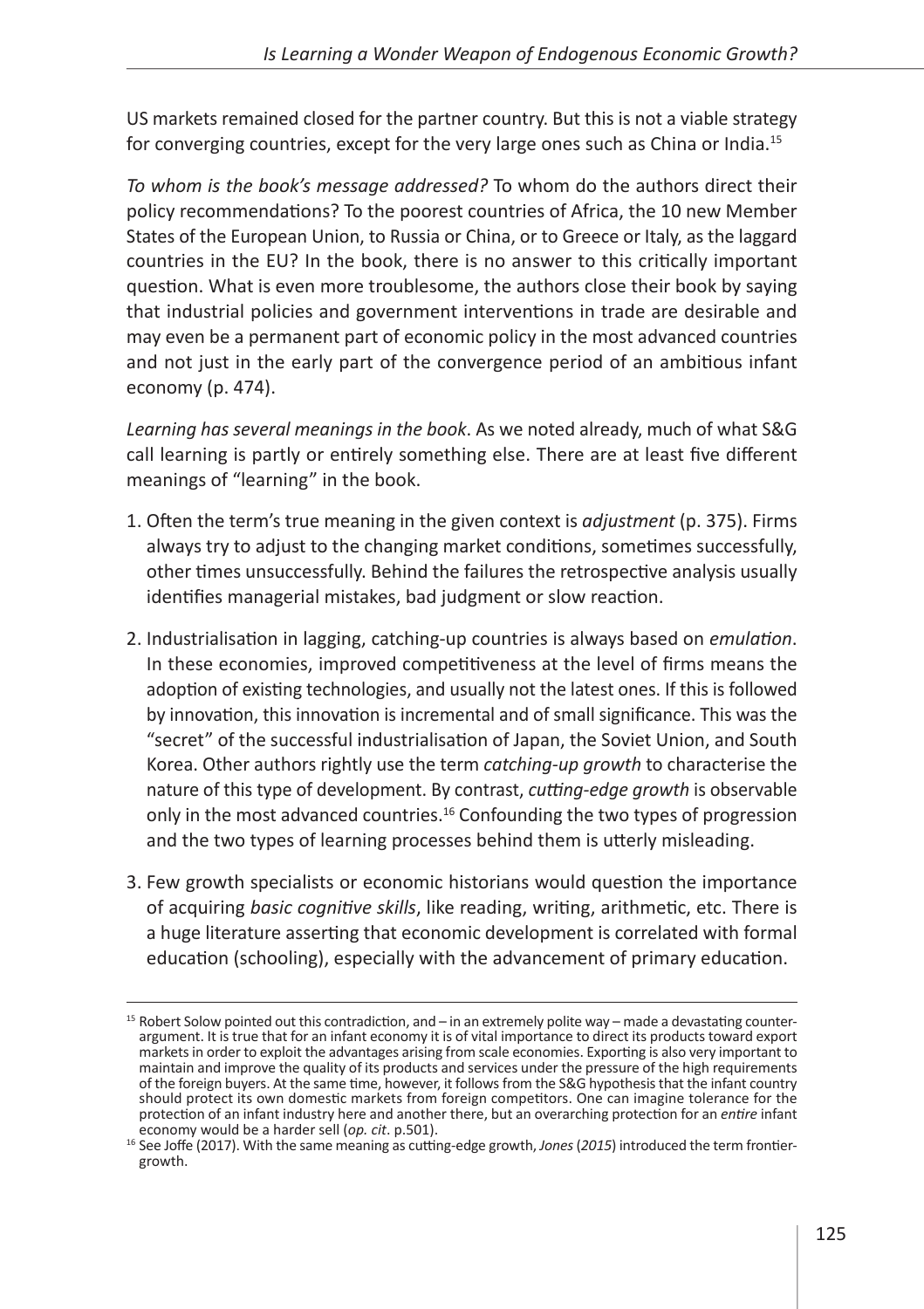US markets remained closed for the partner country. But this is not a viable strategy for converging countries, except for the very large ones such as China or India.[15]

*To whom is the book's message addressed?* To whom do the authors direct their policy recommendations? To the poorest countries of Africa, the 10 new Member States of the European Union, to Russia or China, or to Greece or Italy, as the laggard countries in the EU? In the book, there is no answer to this critically important question. What is even more troublesome, the authors close their book by saying that industrial policies and government interventions in trade are desirable and may even be a permanent part of economic policy in the most advanced countries and not just in the early part of the convergence period of an ambitious infant economy (p. 474).

*Learning has several meanings in the book*. As we noted already, much of what S&G call learning is partly or entirely something else. There are at least five different meanings of "learning" in the book.

1. Often the term's true meaning in the given context is *adjustment* (p. 375). Firms always try to adjust to the changing market conditions, sometimes successfully, other times unsuccessfully. Behind the failures the retrospective analysis usually identifies managerial mistakes, bad judgment or slow reaction.

2. Industrialisation in lagging, catching-up countries is always based on *emulation*. In these economies, improved competitiveness at the level of firms means the adoption of existing technologies, and usually not the latest ones. If this is followed by innovation, this innovation is incremental and of small significance. This was the "secret" of the successful industrialisation of Japan, the Soviet Union, and South Korea. Other authors rightly use the term *catching-up growth* to characterise the nature of this type of development. By contrast, *cutting-edge growth* is observable only in the most advanced countries.[16] Confounding the two types of progression and the two types of learning processes behind them is utterly misleading.

3. Few growth specialists or economic historians would question the importance of acquiring *basic cognitive skills*, like reading, writing, arithmetic, etc. There is a huge literature asserting that economic development is correlated with formal education (schooling), especially with the advancement of primary education.

---

[15] Robert Solow pointed out this contradiction, and – in an extremely polite way – made a devastating counter-argument. It is true that for an infant economy it is of vital importance to direct its products toward export markets in order to exploit the advantages arising from scale economies. Exporting is also very important to maintain and improve the quality of its products and services under the pressure of the high requirements of the foreign buyers. At the same time, however, it follows from the S&G hypothesis that the infant country should protect its own domestic markets from foreign competitors. One can imagine tolerance for the protection of an infant industry here and another there, but an overarching protection for an *entire* infant economy would be a harder sell (*op. cit*. p.501).

[16] See Joffe (2017). With the same meaning as cutting-edge growth, *Jones* (*2015*) introduced the term frontier-growth.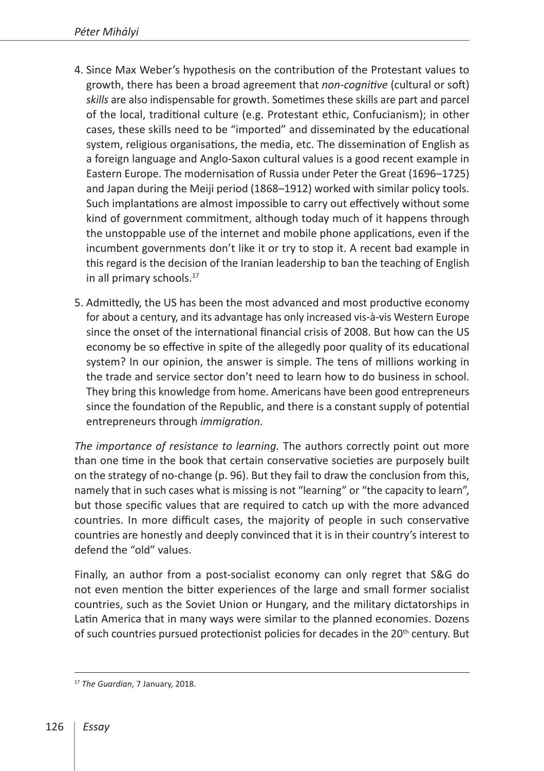4. Since Max Weber's hypothesis on the contribution of the Protestant values to growth, there has been a broad agreement that *non-cognitive* (cultural or soft) *skills* are also indispensable for growth. Sometimes these skills are part and parcel of the local, traditional culture (e.g. Protestant ethic, Confucianism); in other cases, these skills need to be "imported" and disseminated by the educational system, religious organisations, the media, etc. The dissemination of English as a foreign language and Anglo-Saxon cultural values is a good recent example in Eastern Europe. The modernisation of Russia under Peter the Great (1696–1725) and Japan during the Meiji period (1868–1912) worked with similar policy tools. Such implantations are almost impossible to carry out effectively without some kind of government commitment, although today much of it happens through the unstoppable use of the internet and mobile phone applications, even if the incumbent governments don't like it or try to stop it. A recent bad example in this regard is the decision of the Iranian leadership to ban the teaching of English in all primary schools.[17]

5. Admittedly, the US has been the most advanced and most productive economy for about a century, and its advantage has only increased vis-à-vis Western Europe since the onset of the international financial crisis of 2008. But how can the US economy be so effective in spite of the allegedly poor quality of its educational system? In our opinion, the answer is simple. The tens of millions working in the trade and service sector don't need to learn how to do business in school. They bring this knowledge from home. Americans have been good entrepreneurs since the foundation of the Republic, and there is a constant supply of potential entrepreneurs through *immigration.*

*The importance of resistance to learning.* The authors correctly point out more than one time in the book that certain conservative societies are purposely built on the strategy of no-change (p. 96). But they fail to draw the conclusion from this, namely that in such cases what is missing is not "learning" or "the capacity to learn", but those specific values that are required to catch up with the more advanced countries. In more difficult cases, the majority of people in such conservative countries are honestly and deeply convinced that it is in their country's interest to defend the "old" values.

Finally, an author from a post-socialist economy can only regret that S&G do not even mention the bitter experiences of the large and small former socialist countries, such as the Soviet Union or Hungary, and the military dictatorships in Latin America that in many ways were similar to the planned economies. Dozens of such countries pursued protectionist policies for decades in the 20th century. But

[17] *The Guardian*, 7 January, 2018.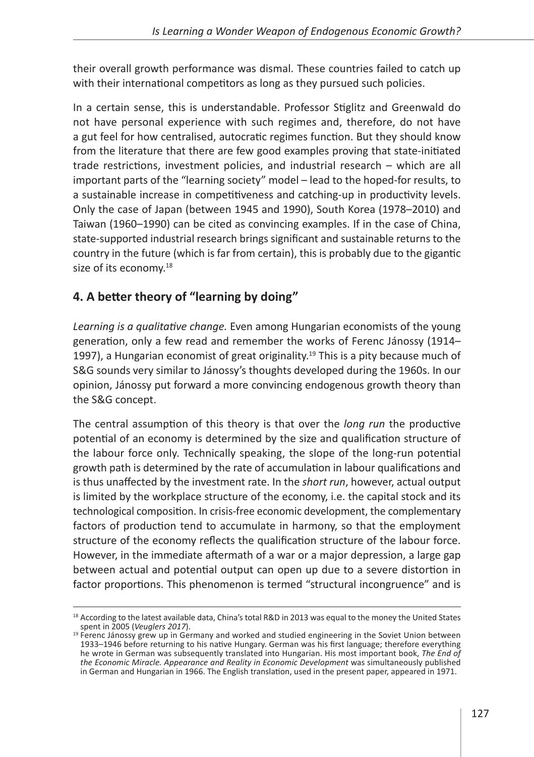their overall growth performance was dismal. These countries failed to catch up with their international competitors as long as they pursued such policies.

In a certain sense, this is understandable. Professor Stiglitz and Greenwald do not have personal experience with such regimes and, therefore, do not have a gut feel for how centralised, autocratic regimes function. But they should know from the literature that there are few good examples proving that state-initiated trade restrictions, investment policies, and industrial research – which are all important parts of the "learning society" model – lead to the hoped-for results, to a sustainable increase in competitiveness and catching-up in productivity levels. Only the case of Japan (between 1945 and 1990), South Korea (1978–2010) and Taiwan (1960–1990) can be cited as convincing examples. If in the case of China, state-supported industrial research brings significant and sustainable returns to the country in the future (which is far from certain), this is probably due to the gigantic size of its economy.[18]

## 4. A better theory of "learning by doing"

*Learning is a qualitative change.* Even among Hungarian economists of the young generation, only a few read and remember the works of Ferenc Jánossy (1914–1997), a Hungarian economist of great originality.[19] This is a pity because much of S&G sounds very similar to Jánossy's thoughts developed during the 1960s. In our opinion, Jánossy put forward a more convincing endogenous growth theory than the S&G concept.

The central assumption of this theory is that over the *long run* the productive potential of an economy is determined by the size and qualification structure of the labour force only. Technically speaking, the slope of the long-run potential growth path is determined by the rate of accumulation in labour qualifications and is thus unaffected by the investment rate. In the *short run*, however, actual output is limited by the workplace structure of the economy, i.e. the capital stock and its technological composition. In crisis-free economic development, the complementary factors of production tend to accumulate in harmony, so that the employment structure of the economy reflects the qualification structure of the labour force. However, in the immediate aftermath of a war or a major depression, a large gap between actual and potential output can open up due to a severe distortion in factor proportions. This phenomenon is termed "structural incongruence" and is

[18] According to the latest available data, China's total R&D in 2013 was equal to the money the United States spent in 2005 (*Veuglers 2017*).

[19] Ferenc Jánossy grew up in Germany and worked and studied engineering in the Soviet Union between 1933–1946 before returning to his native Hungary. German was his first language; therefore everything he wrote in German was subsequently translated into Hungarian. His most important book, *The End of the Economic Miracle. Appearance and Reality in Economic Development* was simultaneously published in German and Hungarian in 1966. The English translation, used in the present paper, appeared in 1971.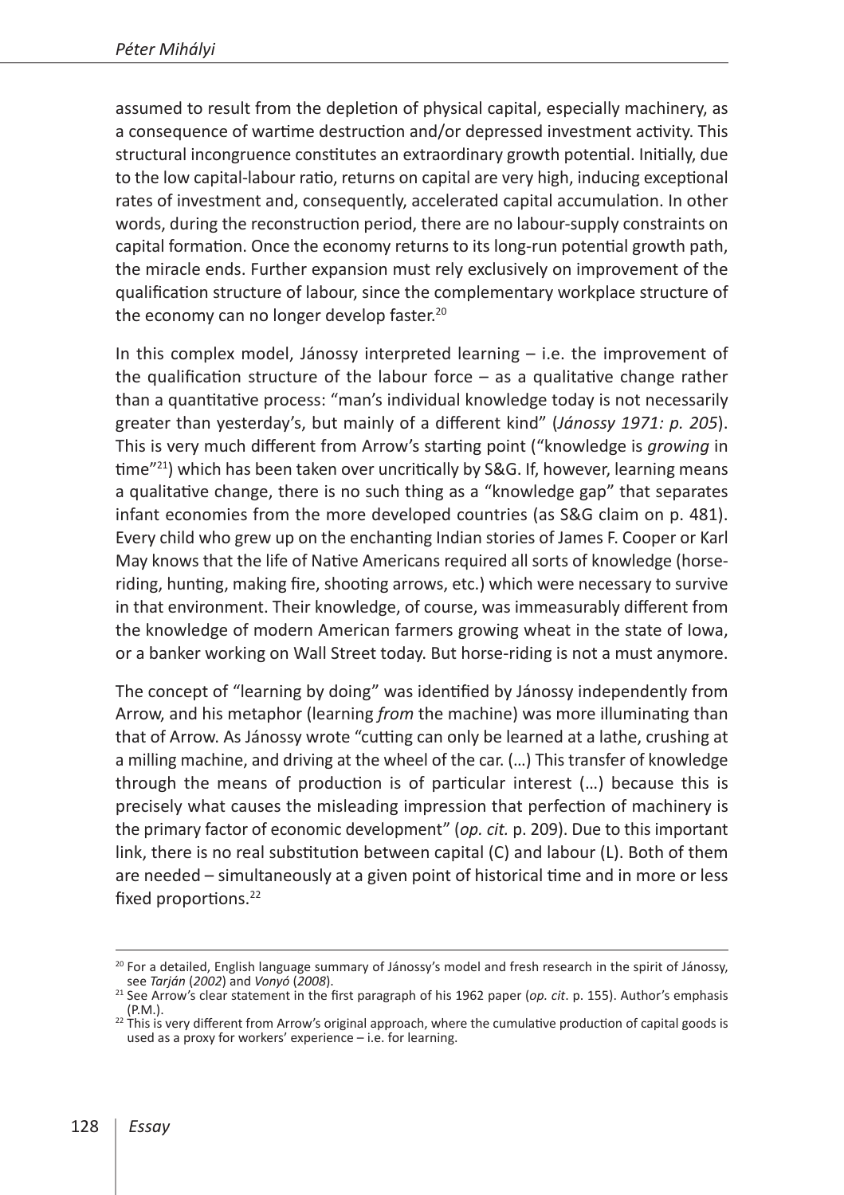assumed to result from the depletion of physical capital, especially machinery, as a consequence of wartime destruction and/or depressed investment activity. This structural incongruence constitutes an extraordinary growth potential. Initially, due to the low capital-labour ratio, returns on capital are very high, inducing exceptional rates of investment and, consequently, accelerated capital accumulation. In other words, during the reconstruction period, there are no labour-supply constraints on capital formation. Once the economy returns to its long-run potential growth path, the miracle ends. Further expansion must rely exclusively on improvement of the qualification structure of labour, since the complementary workplace structure of the economy can no longer develop faster.[20]

In this complex model, Jánossy interpreted learning – i.e. the improvement of the qualification structure of the labour force – as a qualitative change rather than a quantitative process: "man's individual knowledge today is not necessarily greater than yesterday's, but mainly of a different kind" (*Jánossy 1971: p. 205*). This is very much different from Arrow's starting point ("knowledge is *growing* in time"[21]) which has been taken over uncritically by S&G. If, however, learning means a qualitative change, there is no such thing as a "knowledge gap" that separates infant economies from the more developed countries (as S&G claim on p. 481). Every child who grew up on the enchanting Indian stories of James F. Cooper or Karl May knows that the life of Native Americans required all sorts of knowledge (horse-riding, hunting, making fire, shooting arrows, etc.) which were necessary to survive in that environment. Their knowledge, of course, was immeasurably different from the knowledge of modern American farmers growing wheat in the state of Iowa, or a banker working on Wall Street today. But horse-riding is not a must anymore.

The concept of "learning by doing" was identified by Jánossy independently from Arrow, and his metaphor (learning *from* the machine) was more illuminating than that of Arrow. As Jánossy wrote "cutting can only be learned at a lathe, crushing at a milling machine, and driving at the wheel of the car. (…) This transfer of knowledge through the means of production is of particular interest (…) because this is precisely what causes the misleading impression that perfection of machinery is the primary factor of economic development" (*op. cit.* p. 209). Due to this important link, there is no real substitution between capital (C) and labour (L). Both of them are needed – simultaneously at a given point of historical time and in more or less fixed proportions.[22]

---

[20] For a detailed, English language summary of Jánossy's model and fresh research in the spirit of Jánossy, see *Tarján* (*2002*) and *Vonyó* (*2008*).

[21] See Arrow's clear statement in the first paragraph of his 1962 paper (*op. cit*. p. 155). Author's emphasis (P.M.).

[22] This is very different from Arrow's original approach, where the cumulative production of capital goods is used as a proxy for workers' experience – i.e. for learning.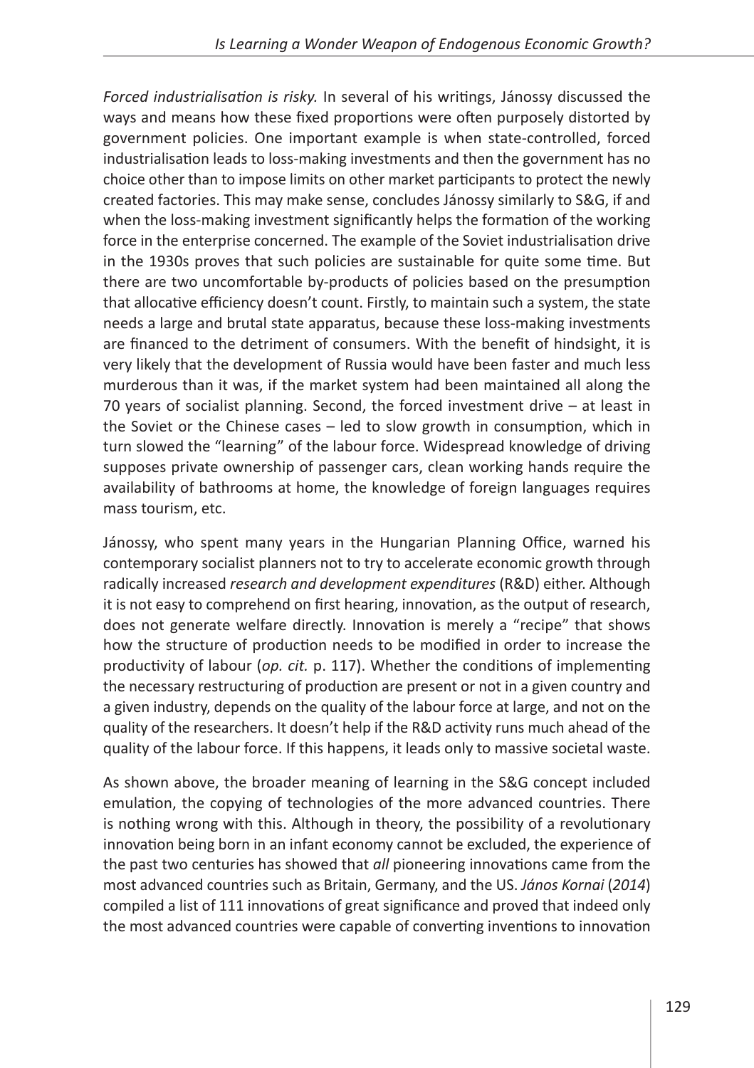*Forced industrialisation is risky.* In several of his writings, Jánossy discussed the ways and means how these fixed proportions were often purposely distorted by government policies. One important example is when state-controlled, forced industrialisation leads to loss-making investments and then the government has no choice other than to impose limits on other market participants to protect the newly created factories. This may make sense, concludes Jánossy similarly to S&G, if and when the loss-making investment significantly helps the formation of the working force in the enterprise concerned. The example of the Soviet industrialisation drive in the 1930s proves that such policies are sustainable for quite some time. But there are two uncomfortable by-products of policies based on the presumption that allocative efficiency doesn't count. Firstly, to maintain such a system, the state needs a large and brutal state apparatus, because these loss-making investments are financed to the detriment of consumers. With the benefit of hindsight, it is very likely that the development of Russia would have been faster and much less murderous than it was, if the market system had been maintained all along the 70 years of socialist planning. Second, the forced investment drive – at least in the Soviet or the Chinese cases – led to slow growth in consumption, which in turn slowed the "learning" of the labour force. Widespread knowledge of driving supposes private ownership of passenger cars, clean working hands require the availability of bathrooms at home, the knowledge of foreign languages requires mass tourism, etc.

Jánossy, who spent many years in the Hungarian Planning Office, warned his contemporary socialist planners not to try to accelerate economic growth through radically increased *research and development expenditures* (R&D) either. Although it is not easy to comprehend on first hearing, innovation, as the output of research, does not generate welfare directly. Innovation is merely a "recipe" that shows how the structure of production needs to be modified in order to increase the productivity of labour (*op. cit.* p. 117). Whether the conditions of implementing the necessary restructuring of production are present or not in a given country and a given industry, depends on the quality of the labour force at large, and not on the quality of the researchers. It doesn't help if the R&D activity runs much ahead of the quality of the labour force. If this happens, it leads only to massive societal waste.

As shown above, the broader meaning of learning in the S&G concept included emulation, the copying of technologies of the more advanced countries. There is nothing wrong with this. Although in theory, the possibility of a revolutionary innovation being born in an infant economy cannot be excluded, the experience of the past two centuries has showed that *all* pioneering innovations came from the most advanced countries such as Britain, Germany, and the US. *János Kornai* (*2014*) compiled a list of 111 innovations of great significance and proved that indeed only the most advanced countries were capable of converting inventions to innovation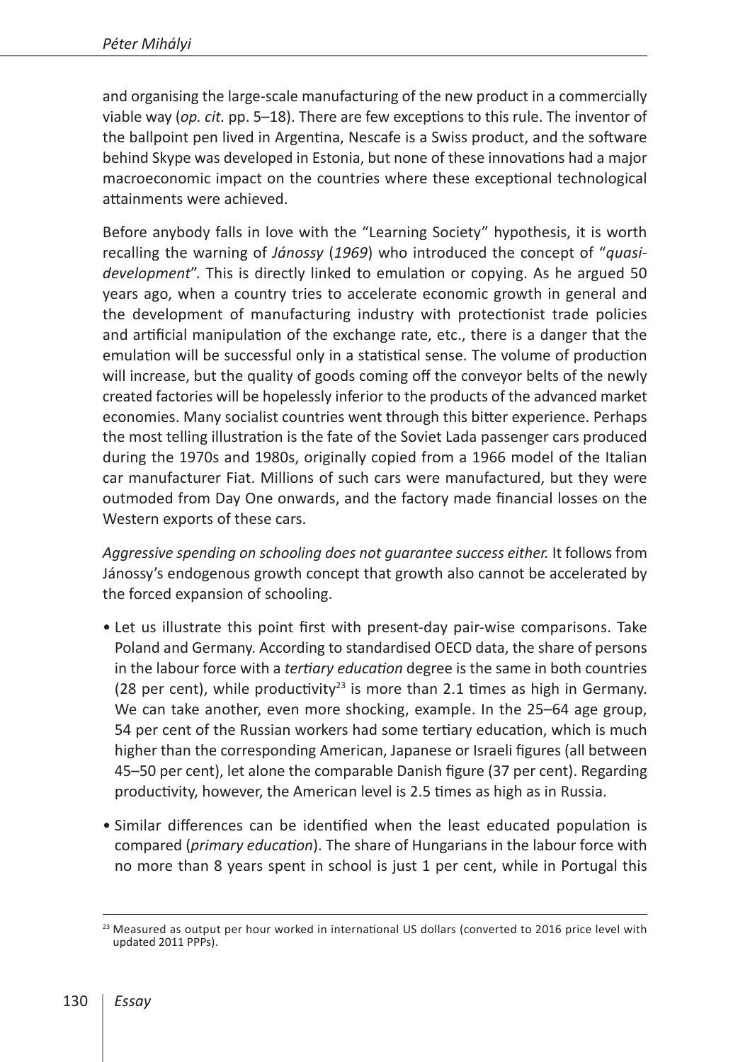and organising the large-scale manufacturing of the new product in a commercially viable way (*op. cit.* pp. 5–18). There are few exceptions to this rule. The inventor of the ballpoint pen lived in Argentina, Nescafe is a Swiss product, and the software behind Skype was developed in Estonia, but none of these innovations had a major macroeconomic impact on the countries where these exceptional technological attainments were achieved.

Before anybody falls in love with the "Learning Society" hypothesis, it is worth recalling the warning of *Jánossy* (*1969*) who introduced the concept of "*quasi-development*". This is directly linked to emulation or copying. As he argued 50 years ago, when a country tries to accelerate economic growth in general and the development of manufacturing industry with protectionist trade policies and artificial manipulation of the exchange rate, etc., there is a danger that the emulation will be successful only in a statistical sense. The volume of production will increase, but the quality of goods coming off the conveyor belts of the newly created factories will be hopelessly inferior to the products of the advanced market economies. Many socialist countries went through this bitter experience. Perhaps the most telling illustration is the fate of the Soviet Lada passenger cars produced during the 1970s and 1980s, originally copied from a 1966 model of the Italian car manufacturer Fiat. Millions of such cars were manufactured, but they were outmoded from Day One onwards, and the factory made financial losses on the Western exports of these cars.

*Aggressive spending on schooling does not guarantee success either.* It follows from Jánossy's endogenous growth concept that growth also cannot be accelerated by the forced expansion of schooling.

- Let us illustrate this point first with present-day pair-wise comparisons. Take Poland and Germany. According to standardised OECD data, the share of persons in the labour force with a *tertiary education* degree is the same in both countries (28 per cent), while productivity[23] is more than 2.1 times as high in Germany. We can take another, even more shocking, example. In the 25–64 age group, 54 per cent of the Russian workers had some tertiary education, which is much higher than the corresponding American, Japanese or Israeli figures (all between 45–50 per cent), let alone the comparable Danish figure (37 per cent). Regarding productivity, however, the American level is 2.5 times as high as in Russia.
- Similar differences can be identified when the least educated population is compared (*primary education*). The share of Hungarians in the labour force with no more than 8 years spent in school is just 1 per cent, while in Portugal this

[23] Measured as output per hour worked in international US dollars (converted to 2016 price level with updated 2011 PPPs).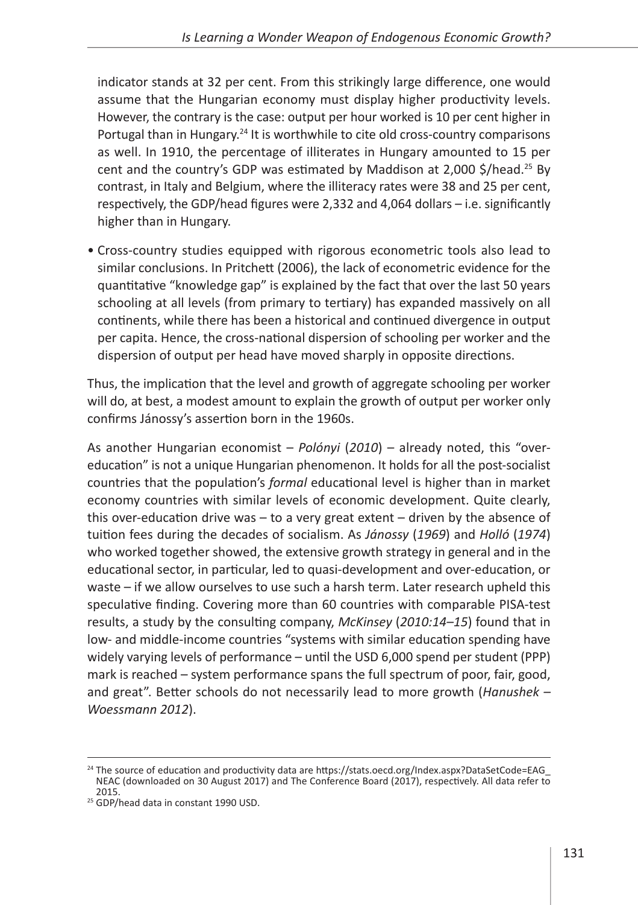indicator stands at 32 per cent. From this strikingly large difference, one would assume that the Hungarian economy must display higher productivity levels. However, the contrary is the case: output per hour worked is 10 per cent higher in Portugal than in Hungary.[24] It is worthwhile to cite old cross-country comparisons as well. In 1910, the percentage of illiterates in Hungary amounted to 15 per cent and the country's GDP was estimated by Maddison at 2,000 $/head.[25] By contrast, in Italy and Belgium, where the illiteracy rates were 38 and 25 per cent, respectively, the GDP/head figures were 2,332 and 4,064 dollars – i.e. significantly higher than in Hungary.

- Cross-country studies equipped with rigorous econometric tools also lead to similar conclusions. In Pritchett (2006), the lack of econometric evidence for the quantitative "knowledge gap" is explained by the fact that over the last 50 years schooling at all levels (from primary to tertiary) has expanded massively on all continents, while there has been a historical and continued divergence in output per capita. Hence, the cross-national dispersion of schooling per worker and the dispersion of output per head have moved sharply in opposite directions.

Thus, the implication that the level and growth of aggregate schooling per worker will do, at best, a modest amount to explain the growth of output per worker only confirms Jánossy's assertion born in the 1960s.

As another Hungarian economist – *Polónyi* (*2010*) – already noted, this "over-education" is not a unique Hungarian phenomenon. It holds for all the post-socialist countries that the population's *formal* educational level is higher than in market economy countries with similar levels of economic development. Quite clearly, this over-education drive was – to a very great extent – driven by the absence of tuition fees during the decades of socialism. As *Jánossy* (*1969*) and *Holló* (*1974*) who worked together showed, the extensive growth strategy in general and in the educational sector, in particular, led to quasi-development and over-education, or waste – if we allow ourselves to use such a harsh term. Later research upheld this speculative finding. Covering more than 60 countries with comparable PISA-test results, a study by the consulting company, *McKinsey* (*2010:14–15*) found that in low- and middle-income countries "systems with similar education spending have widely varying levels of performance – until the USD 6,000 spend per student (PPP) mark is reached – system performance spans the full spectrum of poor, fair, good, and great". Better schools do not necessarily lead to more growth (*Hanushek – Woessmann 2012*).

[24] The source of education and productivity data are https://stats.oecd.org/Index.aspx?DataSetCode=EAG_NEAC (downloaded on 30 August 2017) and The Conference Board (2017), respectively. All data refer to 2015.

[25] GDP/head data in constant 1990 USD.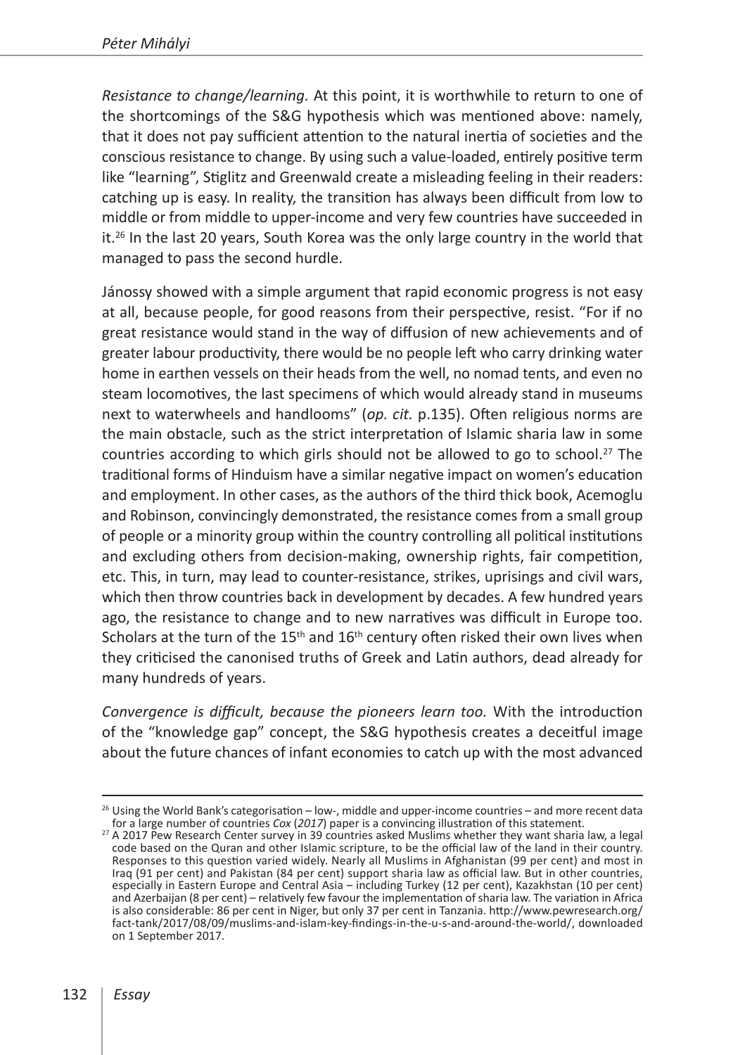*Resistance to change/learning.* At this point, it is worthwhile to return to one of the shortcomings of the S&G hypothesis which was mentioned above: namely, that it does not pay sufficient attention to the natural inertia of societies and the conscious resistance to change. By using such a value-loaded, entirely positive term like "learning", Stiglitz and Greenwald create a misleading feeling in their readers: catching up is easy. In reality, the transition has always been difficult from low to middle or from middle to upper-income and very few countries have succeeded in it.[26] In the last 20 years, South Korea was the only large country in the world that managed to pass the second hurdle.

Jánossy showed with a simple argument that rapid economic progress is not easy at all, because people, for good reasons from their perspective, resist. "For if no great resistance would stand in the way of diffusion of new achievements and of greater labour productivity, there would be no people left who carry drinking water home in earthen vessels on their heads from the well, no nomad tents, and even no steam locomotives, the last specimens of which would already stand in museums next to waterwheels and handlooms" (*op. cit.* p.135). Often religious norms are the main obstacle, such as the strict interpretation of Islamic sharia law in some countries according to which girls should not be allowed to go to school.[27] The traditional forms of Hinduism have a similar negative impact on women's education and employment. In other cases, as the authors of the third thick book, Acemoglu and Robinson, convincingly demonstrated, the resistance comes from a small group of people or a minority group within the country controlling all political institutions and excluding others from decision-making, ownership rights, fair competition, etc. This, in turn, may lead to counter-resistance, strikes, uprisings and civil wars, which then throw countries back in development by decades. A few hundred years ago, the resistance to change and to new narratives was difficult in Europe too. Scholars at the turn of the 15th and 16th century often risked their own lives when they criticised the canonised truths of Greek and Latin authors, dead already for many hundreds of years.

*Convergence is difficult, because the pioneers learn too.* With the introduction of the "knowledge gap" concept, the S&G hypothesis creates a deceitful image about the future chances of infant economies to catch up with the most advanced

---

[26] Using the World Bank's categorisation – low-, middle and upper-income countries – and more recent data for a large number of countries *Cox* (*2017*) paper is a convincing illustration of this statement.

[27] A 2017 Pew Research Center survey in 39 countries asked Muslims whether they want sharia law, a legal code based on the Quran and other Islamic scripture, to be the official law of the land in their country. Responses to this question varied widely. Nearly all Muslims in Afghanistan (99 per cent) and most in Iraq (91 per cent) and Pakistan (84 per cent) support sharia law as official law. But in other countries, especially in Eastern Europe and Central Asia – including Turkey (12 per cent), Kazakhstan (10 per cent) and Azerbaijan (8 per cent) – relatively few favour the implementation of sharia law. The variation in Africa is also considerable: 86 per cent in Niger, but only 37 per cent in Tanzania. http://www.pewresearch.org/fact-tank/2017/08/09/muslims-and-islam-key-findings-in-the-u-s-and-around-the-world/, downloaded on 1 September 2017.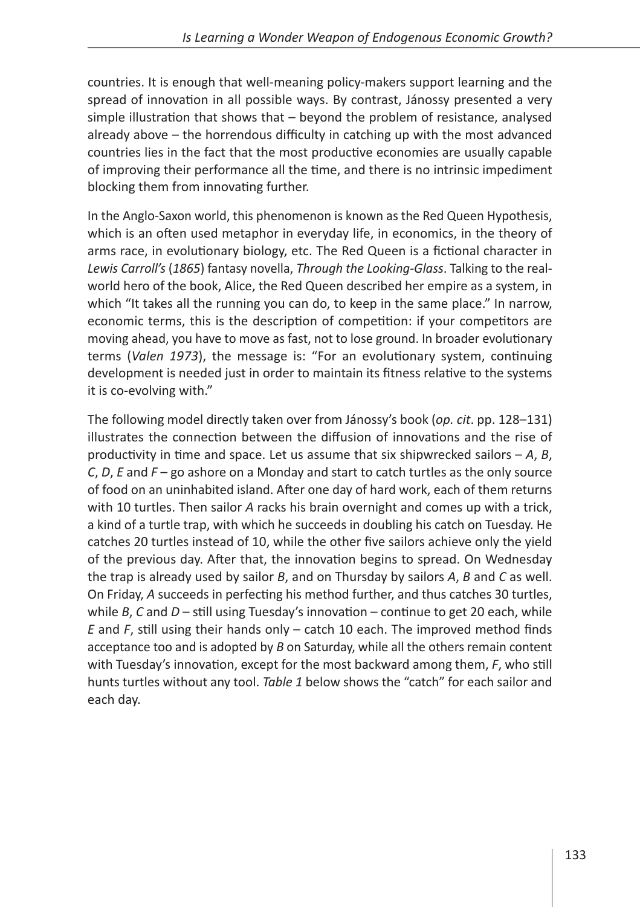countries. It is enough that well-meaning policy-makers support learning and the spread of innovation in all possible ways. By contrast, Jánossy presented a very simple illustration that shows that – beyond the problem of resistance, analysed already above – the horrendous difficulty in catching up with the most advanced countries lies in the fact that the most productive economies are usually capable of improving their performance all the time, and there is no intrinsic impediment blocking them from innovating further.

In the Anglo-Saxon world, this phenomenon is known as the Red Queen Hypothesis, which is an often used metaphor in everyday life, in economics, in the theory of arms race, in evolutionary biology, etc. The Red Queen is a fictional character in *Lewis Carroll's* (*1865*) fantasy novella, *Through the Looking-Glass*. Talking to the real-world hero of the book, Alice, the Red Queen described her empire as a system, in which "It takes all the running you can do, to keep in the same place." In narrow, economic terms, this is the description of competition: if your competitors are moving ahead, you have to move as fast, not to lose ground. In broader evolutionary terms (*Valen 1973*), the message is: "For an evolutionary system, continuing development is needed just in order to maintain its fitness relative to the systems it is co-evolving with."

The following model directly taken over from Jánossy's book (*op. cit*. pp. 128–131) illustrates the connection between the diffusion of innovations and the rise of productivity in time and space. Let us assume that six shipwrecked sailors – *A*, *B*, *C*, *D*, *E* and *F* – go ashore on a Monday and start to catch turtles as the only source of food on an uninhabited island. After one day of hard work, each of them returns with 10 turtles. Then sailor *A* racks his brain overnight and comes up with a trick, a kind of a turtle trap, with which he succeeds in doubling his catch on Tuesday. He catches 20 turtles instead of 10, while the other five sailors achieve only the yield of the previous day. After that, the innovation begins to spread. On Wednesday the trap is already used by sailor *B*, and on Thursday by sailors *A*, *B* and *C* as well. On Friday, *A* succeeds in perfecting his method further, and thus catches 30 turtles, while *B*, *C* and *D* – still using Tuesday's innovation – continue to get 20 each, while *E* and *F*, still using their hands only – catch 10 each. The improved method finds acceptance too and is adopted by *B* on Saturday, while all the others remain content with Tuesday's innovation, except for the most backward among them, *F*, who still hunts turtles without any tool. *Table 1* below shows the "catch" for each sailor and each day.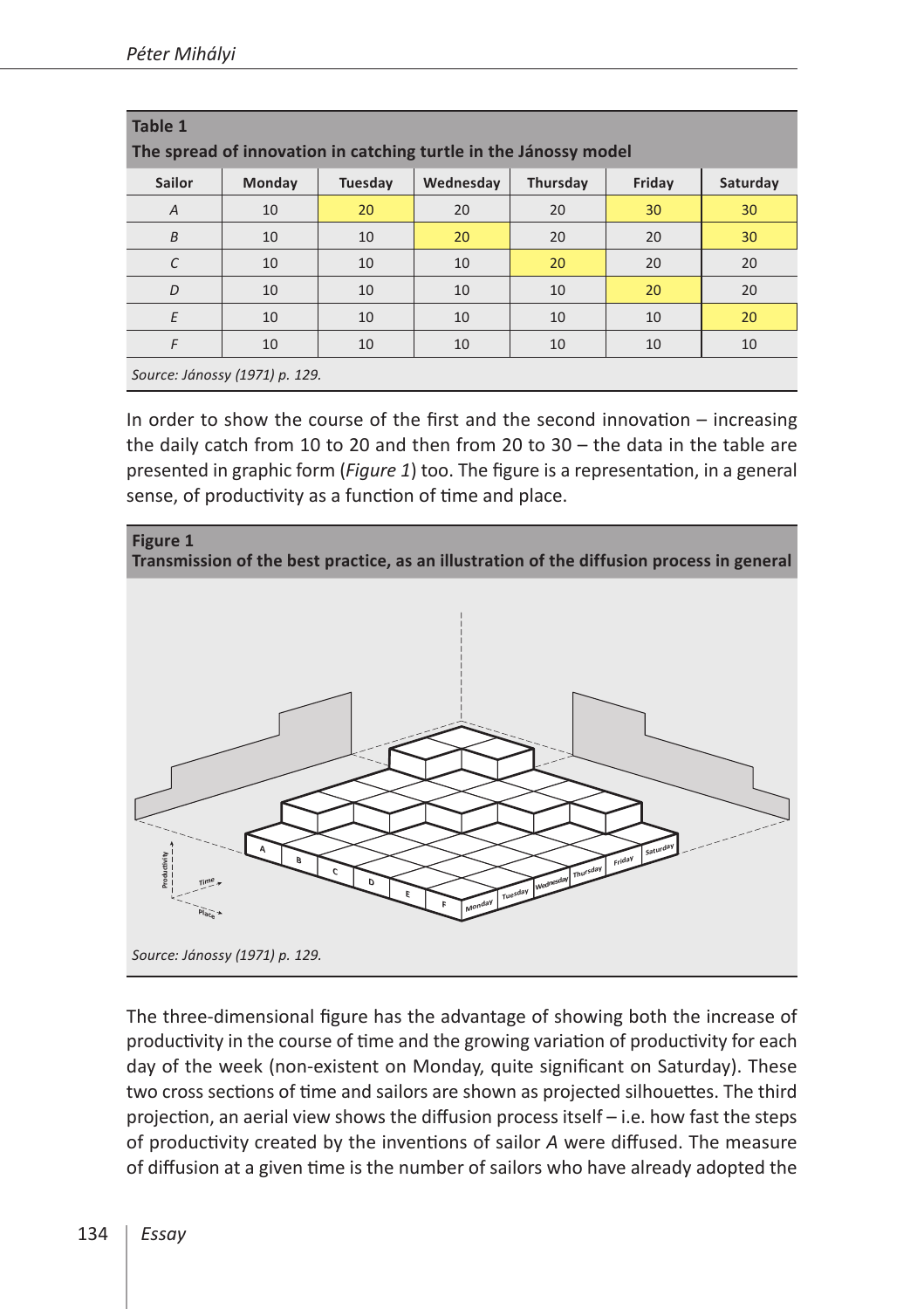**Table 1**
**The spread of innovation in catching turtle in the Jánossy model**

| Sailor | Monday | Tuesday | Wednesday | Thursday | Friday | Saturday |
|---|---|---|---|---|---|---|
| *A* | 10 | 20 | 20 | 20 | 30 | 30 |
| *B* | 10 | 10 | 20 | 20 | 20 | 30 |
| *C* | 10 | 10 | 10 | 20 | 20 | 20 |
| *D* | 10 | 10 | 10 | 10 | 20 | 20 |
| *E* | 10 | 10 | 10 | 10 | 10 | 20 |
| *F* | 10 | 10 | 10 | 10 | 10 | 10 |

*Source: Jánossy (1971) p. 129.*

In order to show the course of the first and the second innovation – increasing the daily catch from 10 to 20 and then from 20 to 30 – the data in the table are presented in graphic form (*Figure 1*) too. The figure is a representation, in a general sense, of productivity as a function of time and place.

**Figure 1**
**Transmission of the best practice, as an illustration of the diffusion process in general**

*Source: Jánossy (1971) p. 129.*

The three-dimensional figure has the advantage of showing both the increase of productivity in the course of time and the growing variation of productivity for each day of the week (non-existent on Monday, quite significant on Saturday). These two cross sections of time and sailors are shown as projected silhouettes. The third projection, an aerial view shows the diffusion process itself – i.e. how fast the steps of productivity created by the inventions of sailor *A* were diffused. The measure of diffusion at a given time is the number of sailors who have already adopted the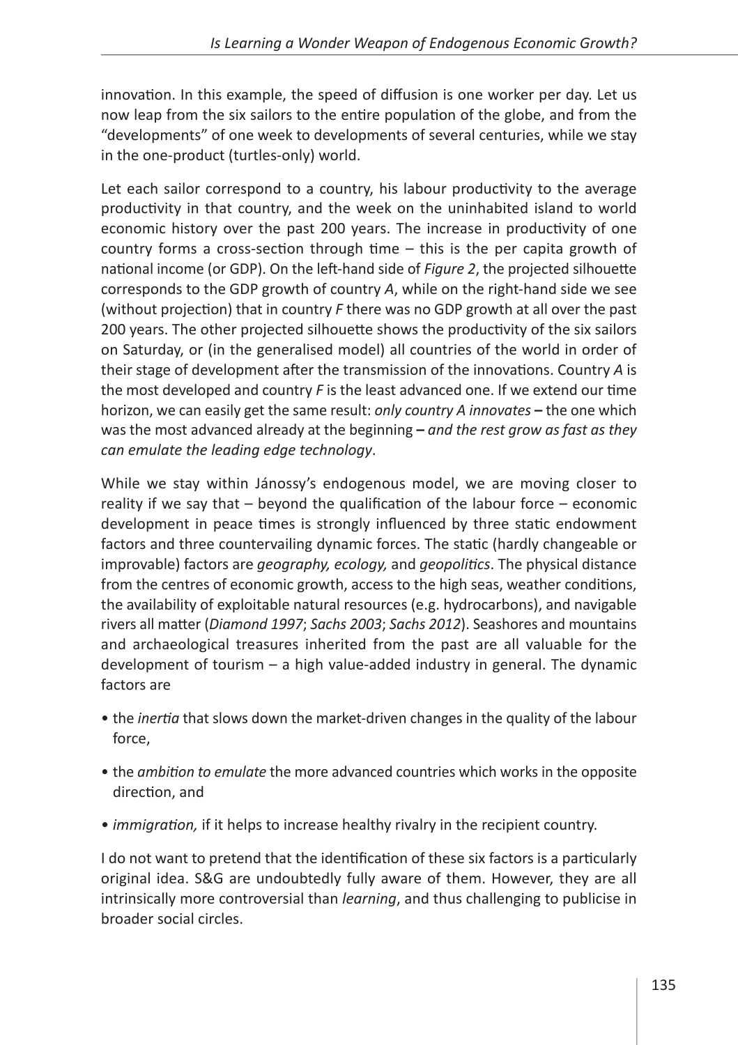innovation. In this example, the speed of diffusion is one worker per day. Let us now leap from the six sailors to the entire population of the globe, and from the "developments" of one week to developments of several centuries, while we stay in the one-product (turtles-only) world.

Let each sailor correspond to a country, his labour productivity to the average productivity in that country, and the week on the uninhabited island to world economic history over the past 200 years. The increase in productivity of one country forms a cross-section through time – this is the per capita growth of national income (or GDP). On the left-hand side of *Figure 2*, the projected silhouette corresponds to the GDP growth of country *A*, while on the right-hand side we see (without projection) that in country *F* there was no GDP growth at all over the past 200 years. The other projected silhouette shows the productivity of the six sailors on Saturday, or (in the generalised model) all countries of the world in order of their stage of development after the transmission of the innovations. Country *A* is the most developed and country *F* is the least advanced one. If we extend our time horizon, we can easily get the same result: *only country A innovates* **–** the one which was the most advanced already at the beginning **–** *and the rest grow as fast as they can emulate the leading edge technology*.

While we stay within Jánossy's endogenous model, we are moving closer to reality if we say that – beyond the qualification of the labour force – economic development in peace times is strongly influenced by three static endowment factors and three countervailing dynamic forces. The static (hardly changeable or improvable) factors are *geography, ecology,* and *geopolitics*. The physical distance from the centres of economic growth, access to the high seas, weather conditions, the availability of exploitable natural resources (e.g. hydrocarbons), and navigable rivers all matter (*Diamond 1997*; *Sachs 2003*; *Sachs 2012*). Seashores and mountains and archaeological treasures inherited from the past are all valuable for the development of tourism – a high value-added industry in general. The dynamic factors are

- the *inertia* that slows down the market-driven changes in the quality of the labour force,
- the *ambition to emulate* the more advanced countries which works in the opposite direction, and
- *immigration,* if it helps to increase healthy rivalry in the recipient country.

I do not want to pretend that the identification of these six factors is a particularly original idea. S&G are undoubtedly fully aware of them. However, they are all intrinsically more controversial than *learning*, and thus challenging to publicise in broader social circles.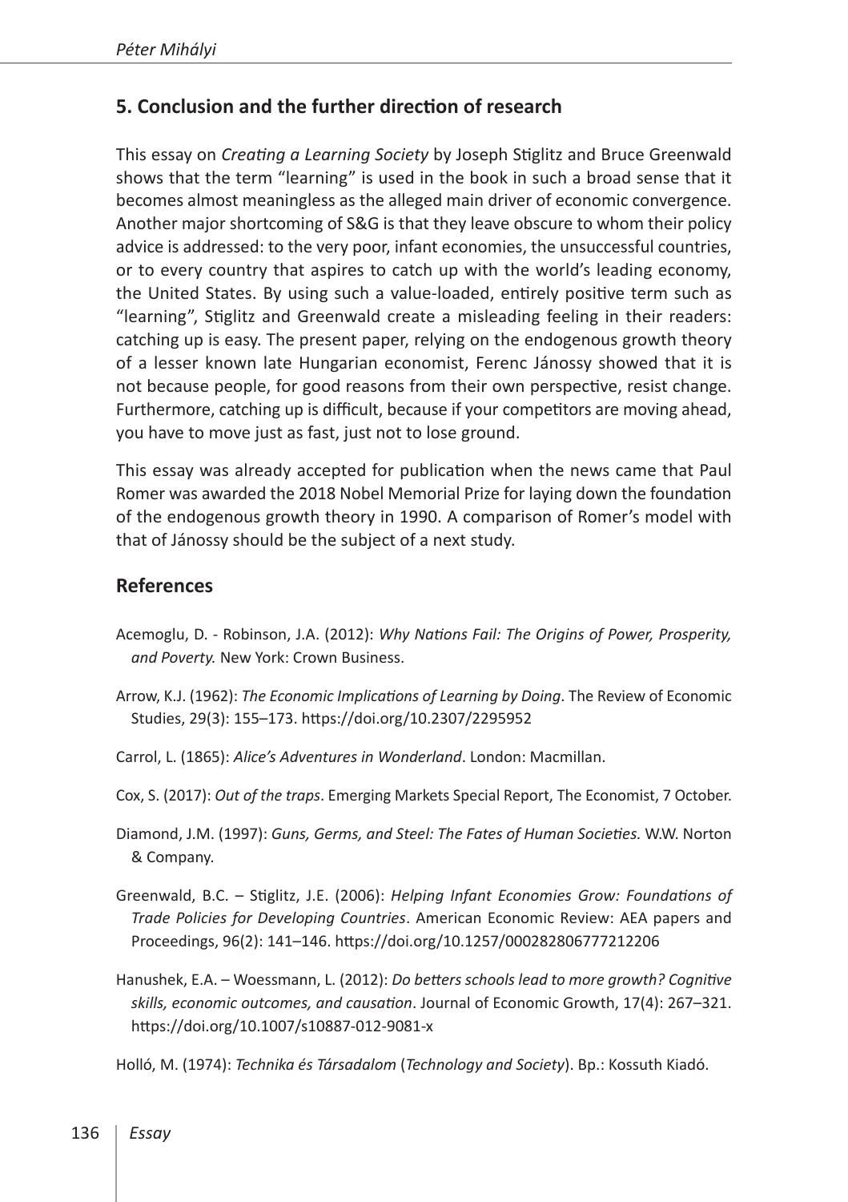## 5. Conclusion and the further direction of research

This essay on *Creating a Learning Society* by Joseph Stiglitz and Bruce Greenwald shows that the term "learning" is used in the book in such a broad sense that it becomes almost meaningless as the alleged main driver of economic convergence. Another major shortcoming of S&G is that they leave obscure to whom their policy advice is addressed: to the very poor, infant economies, the unsuccessful countries, or to every country that aspires to catch up with the world's leading economy, the United States. By using such a value-loaded, entirely positive term such as "learning", Stiglitz and Greenwald create a misleading feeling in their readers: catching up is easy. The present paper, relying on the endogenous growth theory of a lesser known late Hungarian economist, Ferenc Jánossy showed that it is not because people, for good reasons from their own perspective, resist change. Furthermore, catching up is difficult, because if your competitors are moving ahead, you have to move just as fast, just not to lose ground.

This essay was already accepted for publication when the news came that Paul Romer was awarded the 2018 Nobel Memorial Prize for laying down the foundation of the endogenous growth theory in 1990. A comparison of Romer's model with that of Jánossy should be the subject of a next study.

## References

Acemoglu, D. - Robinson, J.A. (2012): *Why Nations Fail: The Origins of Power, Prosperity, and Poverty.* New York: Crown Business.

Arrow, K.J. (1962): *The Economic Implications of Learning by Doing*. The Review of Economic Studies, 29(3): 155–173. https://doi.org/10.2307/2295952

Carrol, L. (1865): *Alice's Adventures in Wonderland*. London: Macmillan.

Cox, S. (2017): *Out of the traps*. Emerging Markets Special Report, The Economist, 7 October.

Diamond, J.M. (1997): *Guns, Germs, and Steel: The Fates of Human Societies.* W.W. Norton & Company.

Greenwald, B.C. – Stiglitz, J.E. (2006): *Helping Infant Economies Grow: Foundations of Trade Policies for Developing Countries*. American Economic Review: AEA papers and Proceedings, 96(2): 141–146. https://doi.org/10.1257/000282806777212206

Hanushek, E.A. – Woessmann, L. (2012): *Do betters schools lead to more growth? Cognitive skills, economic outcomes, and causation*. Journal of Economic Growth, 17(4): 267–321. https://doi.org/10.1007/s10887-012-9081-x

Holló, M. (1974): *Technika és Társadalom* (*Technology and Society*). Bp.: Kossuth Kiadó.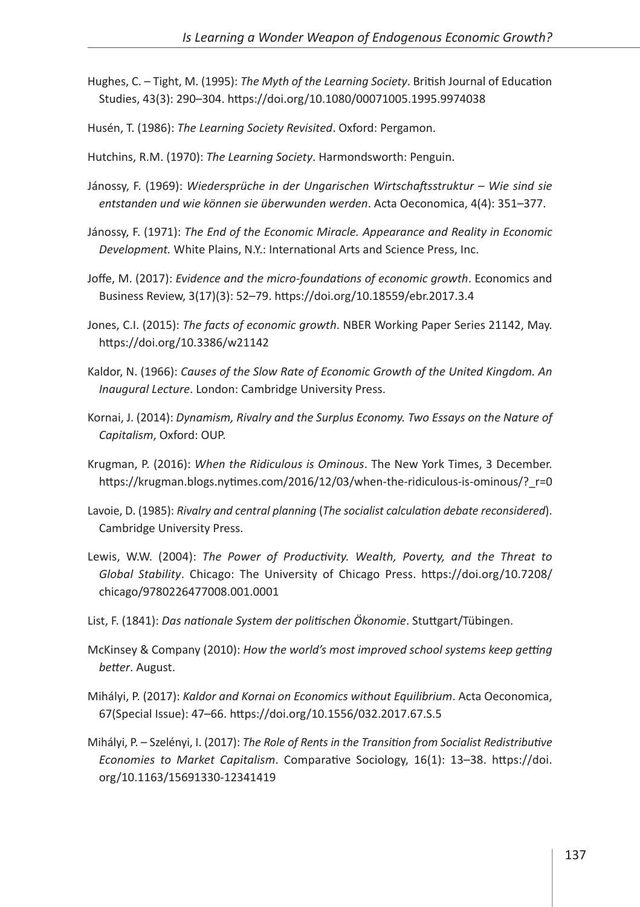Hughes, C. – Tight, M. (1995): *The Myth of the Learning Society*. British Journal of Education Studies, 43(3): 290–304. https://doi.org/10.1080/00071005.1995.9974038

Husén, T. (1986): *The Learning Society Revisited*. Oxford: Pergamon.

Hutchins, R.M. (1970): *The Learning Society*. Harmondsworth: Penguin.

Jánossy, F. (1969): *Wiedersprüche in der Ungarischen Wirtschaftsstruktur – Wie sind sie entstanden und wie können sie überwunden werden*. Acta Oeconomica, 4(4): 351–377.

Jánossy, F. (1971): *The End of the Economic Miracle. Appearance and Reality in Economic Development.* White Plains, N.Y.: International Arts and Science Press, Inc.

Joffe, M. (2017): *Evidence and the micro-foundations of economic growth*. Economics and Business Review, 3(17)(3): 52–79. https://doi.org/10.18559/ebr.2017.3.4

Jones, C.I. (2015): *The facts of economic growth*. NBER Working Paper Series 21142, May. https://doi.org/10.3386/w21142

Kaldor, N. (1966): *Causes of the Slow Rate of Economic Growth of the United Kingdom. An Inaugural Lecture*. London: Cambridge University Press.

Kornai, J. (2014): *Dynamism, Rivalry and the Surplus Economy. Two Essays on the Nature of Capitalism*, Oxford: OUP.

Krugman, P. (2016): *When the Ridiculous is Ominous*. The New York Times, 3 December. https://krugman.blogs.nytimes.com/2016/12/03/when-the-ridiculous-is-ominous/?_r=0

Lavoie, D. (1985): *Rivalry and central planning* (*The socialist calculation debate reconsidered*). Cambridge University Press.

Lewis, W.W. (2004): *The Power of Productivity. Wealth, Poverty, and the Threat to Global Stability*. Chicago: The University of Chicago Press. https://doi.org/10.7208/chicago/9780226477008.001.0001

List, F. (1841): *Das nationale System der politischen Ökonomie*. Stuttgart/Tübingen.

McKinsey & Company (2010): *How the world's most improved school systems keep getting better*. August.

Mihályi, P. (2017): *Kaldor and Kornai on Economics without Equilibrium*. Acta Oeconomica, 67(Special Issue): 47–66. https://doi.org/10.1556/032.2017.67.S.5

Mihályi, P. – Szelényi, I. (2017): *The Role of Rents in the Transition from Socialist Redistributive Economies to Market Capitalism*. Comparative Sociology, 16(1): 13–38. https://doi.org/10.1163/15691330-12341419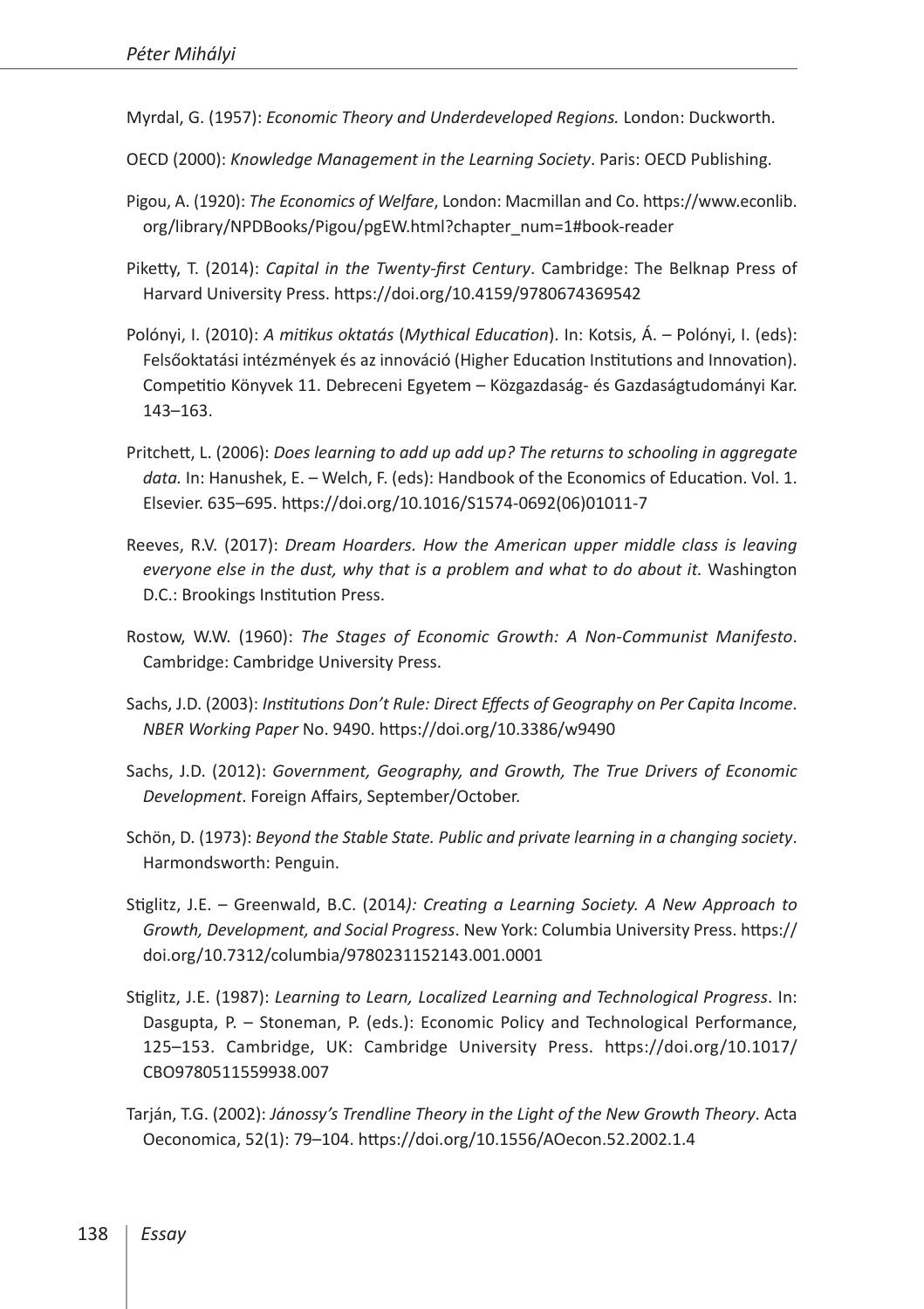Myrdal, G. (1957): *Economic Theory and Underdeveloped Regions.* London: Duckworth.

OECD (2000): *Knowledge Management in the Learning Society*. Paris: OECD Publishing.

Pigou, A. (1920): *The Economics of Welfare*, London: Macmillan and Co. https://www.econlib.org/library/NPDBooks/Pigou/pgEW.html?chapter_num=1#book-reader

Piketty, T. (2014): *Capital in the Twenty-first Century*. Cambridge: The Belknap Press of Harvard University Press. https://doi.org/10.4159/9780674369542

Polónyi, I. (2010): *A mitikus oktatás* (*Mythical Education*). In: Kotsis, Á. – Polónyi, I. (eds): Felsőoktatási intézmények és az innováció (Higher Education Institutions and Innovation). Competitio Könyvek 11. Debreceni Egyetem – Közgazdaság- és Gazdaságtudományi Kar. 143–163.

Pritchett, L. (2006): *Does learning to add up add up? The returns to schooling in aggregate data.* In: Hanushek, E. – Welch, F. (eds): Handbook of the Economics of Education. Vol. 1. Elsevier. 635–695. https://doi.org/10.1016/S1574-0692(06)01011-7

Reeves, R.V. (2017): *Dream Hoarders. How the American upper middle class is leaving everyone else in the dust, why that is a problem and what to do about it.* Washington D.C.: Brookings Institution Press.

Rostow, W.W. (1960): *The Stages of Economic Growth: A Non-Communist Manifesto*. Cambridge: Cambridge University Press.

Sachs, J.D. (2003): *Institutions Don't Rule: Direct Effects of Geography on Per Capita Income. NBER Working Paper* No. 9490. https://doi.org/10.3386/w9490

Sachs, J.D. (2012): *Government, Geography, and Growth, The True Drivers of Economic Development*. Foreign Affairs, September/October.

Schön, D. (1973): *Beyond the Stable State. Public and private learning in a changing society*. Harmondsworth: Penguin.

Stiglitz, J.E. – Greenwald, B.C. (2014*): Creating a Learning Society. A New Approach to Growth, Development, and Social Progress*. New York: Columbia University Press. https://doi.org/10.7312/columbia/9780231152143.001.0001

Stiglitz, J.E. (1987): *Learning to Learn, Localized Learning and Technological Progress*. In: Dasgupta, P. – Stoneman, P. (eds.): Economic Policy and Technological Performance, 125–153. Cambridge, UK: Cambridge University Press. https://doi.org/10.1017/CBO9780511559938.007

Tarján, T.G. (2002): *Jánossy's Trendline Theory in the Light of the New Growth Theory*. Acta Oeconomica, 52(1): 79–104. https://doi.org/10.1556/AOecon.52.2002.1.4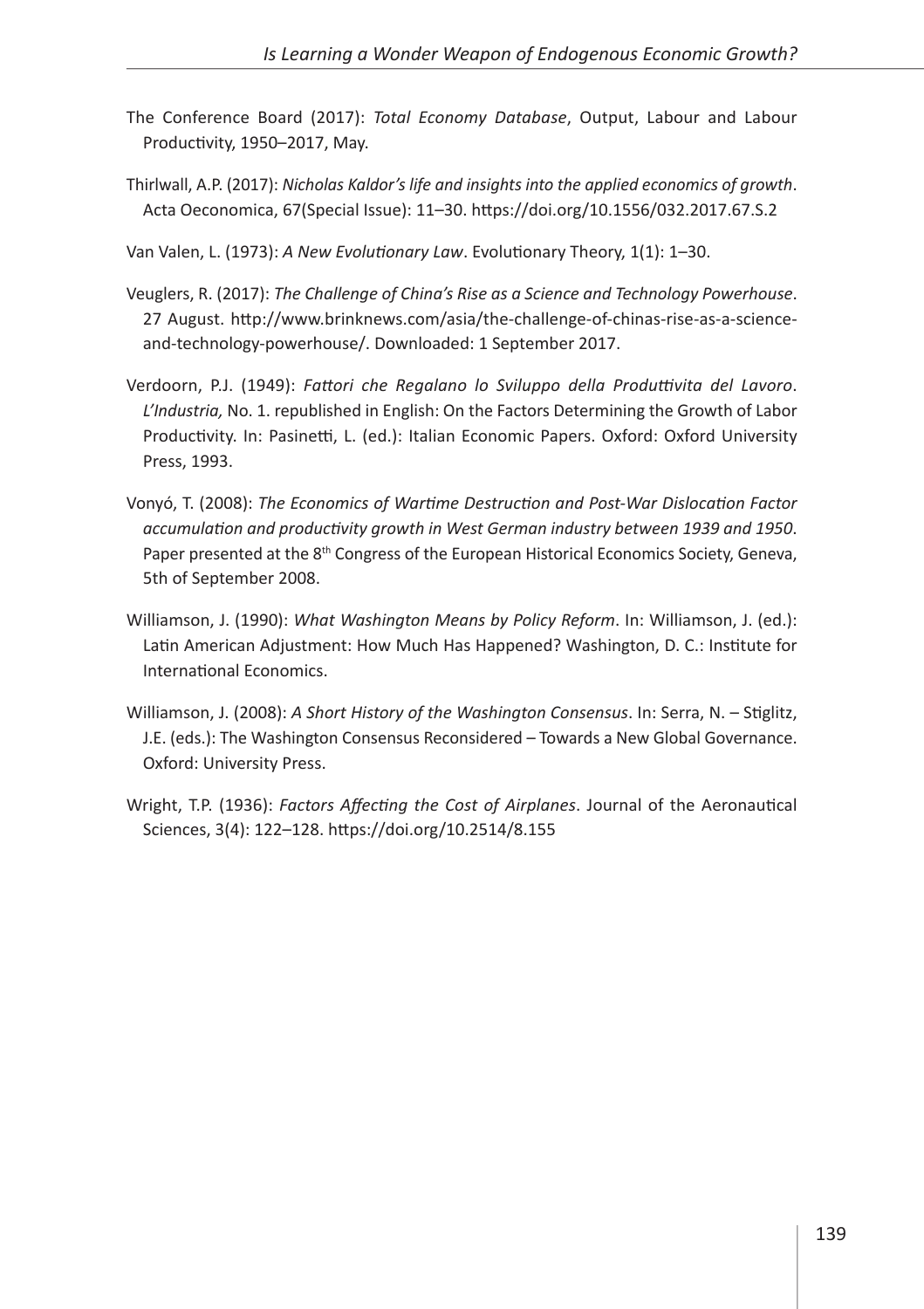The Conference Board (2017): *Total Economy Database*, Output, Labour and Labour Productivity, 1950–2017, May.

Thirlwall, A.P. (2017): *Nicholas Kaldor's life and insights into the applied economics of growth*. Acta Oeconomica, 67(Special Issue): 11–30. https://doi.org/10.1556/032.2017.67.S.2

Van Valen, L. (1973): *A New Evolutionary Law*. Evolutionary Theory, 1(1): 1–30.

Veuglers, R. (2017): *The Challenge of China's Rise as a Science and Technology Powerhouse*. 27 August. http://www.brinknews.com/asia/the-challenge-of-chinas-rise-as-a-science-and-technology-powerhouse/. Downloaded: 1 September 2017.

Verdoorn, P.J. (1949): *Fattori che Regalano lo Sviluppo della Produttivita del Lavoro*. *L'Industria,* No. 1. republished in English: On the Factors Determining the Growth of Labor Productivity. In: Pasinetti, L. (ed.): Italian Economic Papers. Oxford: Oxford University Press, 1993.

Vonyó, T. (2008): *The Economics of Wartime Destruction and Post-War Dislocation Factor accumulation and productivity growth in West German industry between 1939 and 1950*. Paper presented at the 8th Congress of the European Historical Economics Society, Geneva, 5th of September 2008.

Williamson, J. (1990): *What Washington Means by Policy Reform*. In: Williamson, J. (ed.): Latin American Adjustment: How Much Has Happened? Washington, D. C.: Institute for International Economics.

Williamson, J. (2008): *A Short History of the Washington Consensus*. In: Serra, N. – Stiglitz, J.E. (eds.): The Washington Consensus Reconsidered – Towards a New Global Governance. Oxford: University Press.

Wright, T.P. (1936): *Factors Affecting the Cost of Airplanes*. Journal of the Aeronautical Sciences, 3(4): 122–128. https://doi.org/10.2514/8.155